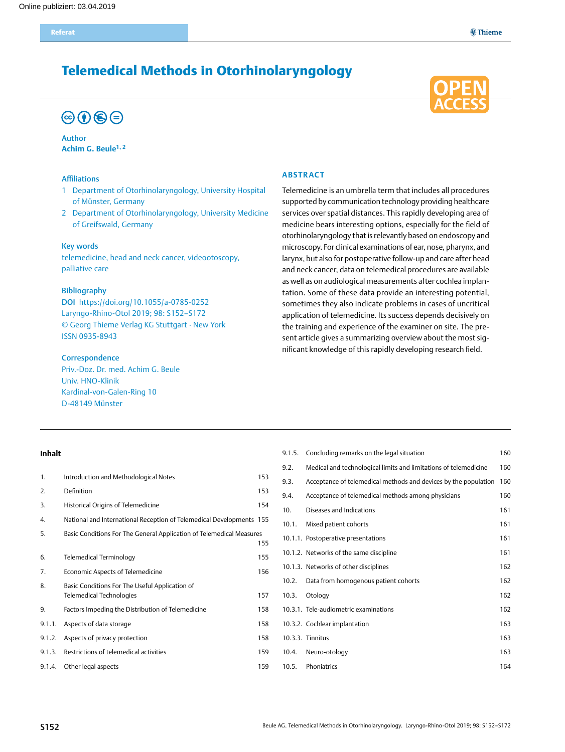Online publiziert: 03.04.2019

Referat

# Telemedical Methods in Otorhinolaryngology

OPEN ACCESS

**Author**

Achim G. Beule[1,2]

**Affiliations**

1 Department of Otorhinolaryngology, University Hospital of Münster, Germany

2 Department of Otorhinolaryngology, University Medicine of Greifswald, Germany

**Key words**

telemedicine, head and neck cancer, videootoscopy, palliative care

**Bibliography**

DOI https://doi.org/10.1055/a-0785-0252
Laryngo-Rhino-Otol 2019; 98: S152–S172
© Georg Thieme Verlag KG Stuttgart · New York
ISSN 0935-8943

**Correspondence**

Priv.-Doz. Dr. med. Achim G. Beule
Univ. HNO-Klinik
Kardinal-von-Galen-Ring 10
D-48149 Münster

## ABSTRACT

Telemedicine is an umbrella term that includes all procedures supported by communication technology providing healthcare services over spatial distances. This rapidly developing area of medicine bears interesting options, especially for the field of otorhinolaryngology that is relevantly based on endoscopy and microscopy. For clinical examinations of ear, nose, pharynx, and larynx, but also for postoperative follow-up and care after head and neck cancer, data on telemedical procedures are available as well as on audiological measurements after cochlea implantation. Some of these data provide an interesting potential, sometimes they also indicate problems in cases of uncritical application of telemedicine. Its success depends decisively on the training and experience of the examiner on site. The present article gives a summarizing overview about the most significant knowledge of this rapidly developing research field.

**Inhalt**

| | | |
|---|---|---|
| 1. | Introduction and Methodological Notes | 153 |
| 2. | Definition | 153 |
| 3. | Historical Origins of Telemedicine | 154 |
| 4. | National and International Reception of Telemedical Developments | 155 |
| 5. | Basic Conditions For The General Application of Telemedical Measures | 155 |
| 6. | Telemedical Terminology | 155 |
| 7. | Economic Aspects of Telemedicine | 156 |
| 8. | Basic Conditions For The Useful Application of Telemedical Technologies | 157 |
| 9. | Factors Impeding the Distribution of Telemedicine | 158 |
| 9.1.1. | Aspects of data storage | 158 |
| 9.1.2. | Aspects of privacy protection | 158 |
| 9.1.3. | Restrictions of telemedical activities | 159 |
| 9.1.4. | Other legal aspects | 159 |
| 9.1.5. | Concluding remarks on the legal situation | 160 |
| 9.2. | Medical and technological limits and limitations of telemedicine | 160 |
| 9.3. | Acceptance of telemedical methods and devices by the population | 160 |
| 9.4. | Acceptance of telemedical methods among physicians | 160 |
| 10. | Diseases and Indications | 161 |
| 10.1. | Mixed patient cohorts | 161 |
| 10.1.1. | Postoperative presentations | 161 |
| 10.1.2. | Networks of the same discipline | 161 |
| 10.1.3. | Networks of other disciplines | 162 |
| 10.2. | Data from homogenous patient cohorts | 162 |
| 10.3. | Otology | 162 |
| 10.3.1. | Tele-audiometric examinations | 162 |
| 10.3.2. | Cochlear implantation | 163 |
| 10.3.3. | Tinnitus | 163 |
| 10.4. | Neuro-otology | 163 |
| 10.5. | Phoniatrics | 164 |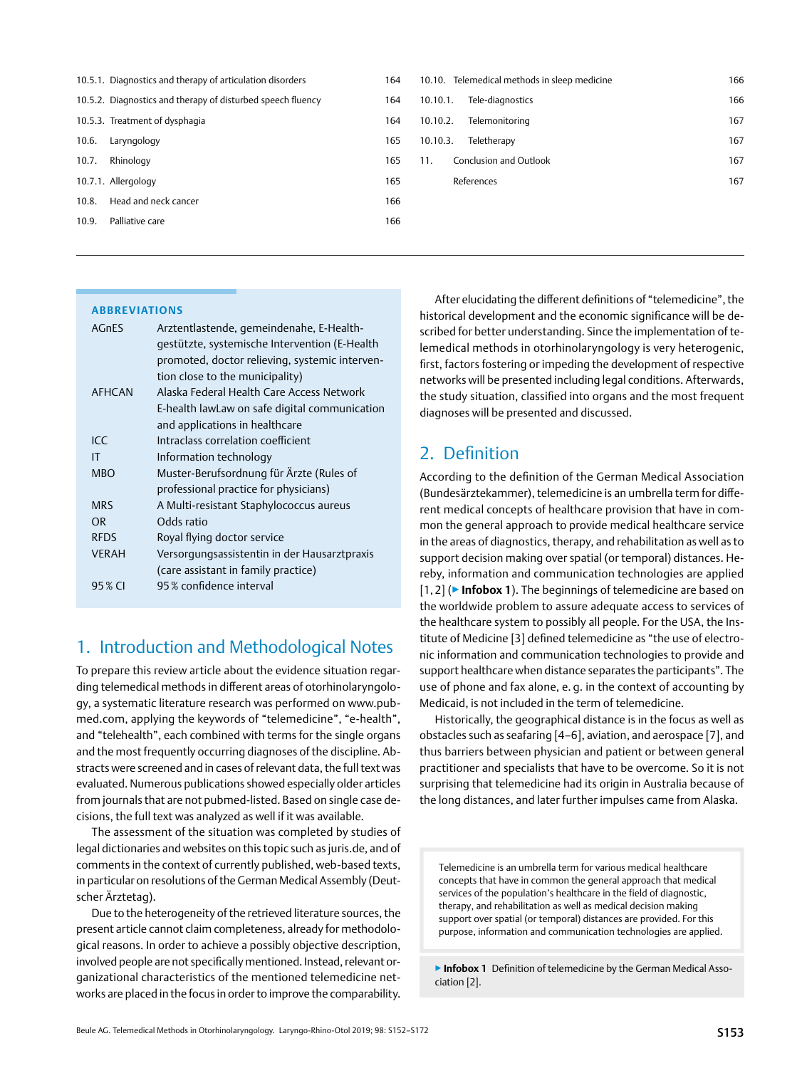| | | |
|---|---|---|
| 10.5.1. | Diagnostics and therapy of articulation disorders | 164 |
| 10.5.2. | Diagnostics and therapy of disturbed speech fluency | 164 |
| 10.5.3. | Treatment of dysphagia | 164 |
| 10.6. | Laryngology | 165 |
| 10.7. | Rhinology | 165 |
| 10.7.1. | Allergology | 165 |
| 10.8. | Head and neck cancer | 166 |
| 10.9. | Palliative care | 166 |
| 10.10. | Telemedical methods in sleep medicine | 166 |
| 10.10.1. | Tele-diagnostics | 166 |
| 10.10.2. | Telemonitoring | 167 |
| 10.10.3. | Teletherapy | 167 |
| 11. | Conclusion and Outlook | 167 |
| | References | 167 |

**ABBREVIATIONS**

| | |
|---|---|
| AGnES | Arztentlastende, gemeindenahe, E-Health-gestützte, systemische Intervention (E-Health promoted, doctor relieving, systemic intervention close to the municipality) |
| AFHCAN | Alaska Federal Health Care Access Network E-health lawLaw on safe digital communication and applications in healthcare |
| ICC | Intraclass correlation coefficient |
| IT | Information technology |
| MBO | Muster-Berufsordnung für Ärzte (Rules of professional practice for physicians) |
| MRS | A Multi-resistant Staphylococcus aureus |
| OR | Odds ratio |
| RFDS | Royal flying doctor service |
| VERAH | Versorgungsassistentin in der Hausarztpraxis (care assistant in family practice) |
| 95 % CI | 95 % confidence interval |

## 1. Introduction and Methodological Notes

To prepare this review article about the evidence situation regarding telemedical methods in different areas of otorhinolaryngology, a systematic literature research was performed on www.pubmed.com, applying the keywords of "telemedicine", "e-health", and "telehealth", each combined with terms for the single organs and the most frequently occurring diagnoses of the discipline. Abstracts were screened and in cases of relevant data, the full text was evaluated. Numerous publications showed especially older articles from journals that are not pubmed-listed. Based on single case decisions, the full text was analyzed as well if it was available.

The assessment of the situation was completed by studies of legal dictionaries and websites on this topic such as juris.de, and of comments in the context of currently published, web-based texts, in particular on resolutions of the German Medical Assembly (Deutscher Ärztetag).

Due to the heterogeneity of the retrieved literature sources, the present article cannot claim completeness, already for methodological reasons. In order to achieve a possibly objective description, involved people are not specifically mentioned. Instead, relevant organizational characteristics of the mentioned telemedicine networks are placed in the focus in order to improve the comparability.

After elucidating the different definitions of "telemedicine", the historical development and the economic significance will be described for better understanding. Since the implementation of telemedical methods in otorhinolaryngology is very heterogenic, first, factors fostering or impeding the development of respective networks will be presented including legal conditions. Afterwards, the study situation, classified into organs and the most frequent diagnoses will be presented and discussed.

## 2. Definition

According to the definition of the German Medical Association (Bundesärztekammer), telemedicine is an umbrella term for different medical concepts of healthcare provision that have in common the general approach to provide medical healthcare service in the areas of diagnostics, therapy, and rehabilitation as well as to support decision making over spatial (or temporal) distances. Hereby, information and communication technologies are applied [1, 2] (▶ **Infobox 1**). The beginnings of telemedicine are based on the worldwide problem to assure adequate access to services of the healthcare system to possibly all people. For the USA, the Institute of Medicine [3] defined telemedicine as "the use of electronic information and communication technologies to provide and support healthcare when distance separates the participants". The use of phone and fax alone, e. g. in the context of accounting by Medicaid, is not included in the term of telemedicine.

Historically, the geographical distance is in the focus as well as obstacles such as seafaring [4–6], aviation, and aerospace [7], and thus barriers between physician and patient or between general practitioner and specialists that have to be overcome. So it is not surprising that telemedicine had its origin in Australia because of the long distances, and later further impulses came from Alaska.

> Telemedicine is an umbrella term for various medical healthcare concepts that have in common the general approach that medical services of the population's healthcare in the field of diagnostic, therapy, and rehabilitation as well as medical decision making support over spatial (or temporal) distances are provided. For this purpose, information and communication technologies are applied.

▶ **Infobox 1** Definition of telemedicine by the German Medical Association [2].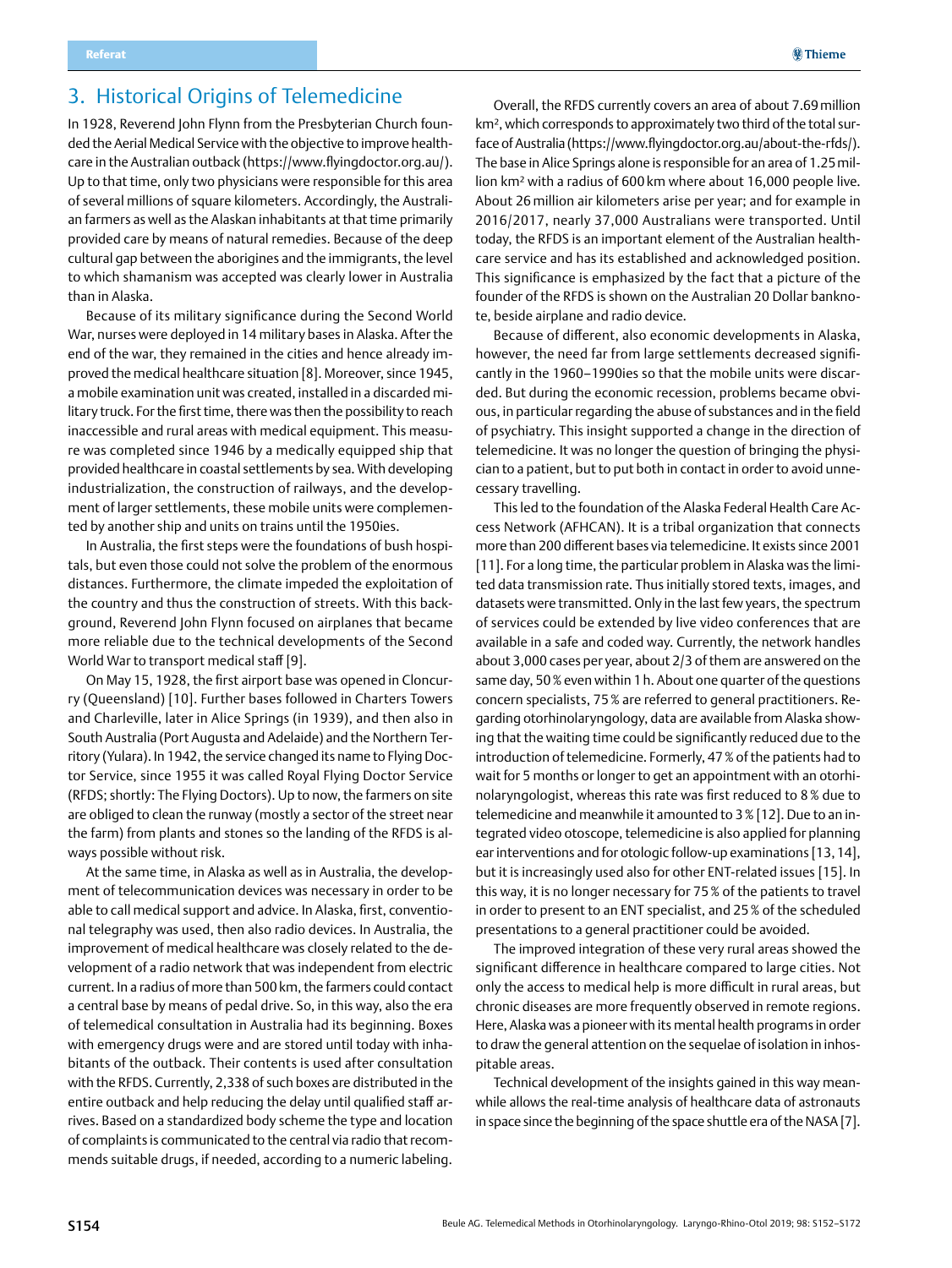## 3. Historical Origins of Telemedicine

In 1928, Reverend John Flynn from the Presbyterian Church founded the Aerial Medical Service with the objective to improve healthcare in the Australian outback (https://www.flyingdoctor.org.au/). Up to that time, only two physicians were responsible for this area of several millions of square kilometers. Accordingly, the Australian farmers as well as the Alaskan inhabitants at that time primarily provided care by means of natural remedies. Because of the deep cultural gap between the aborigines and the immigrants, the level to which shamanism was accepted was clearly lower in Australia than in Alaska.

Because of its military significance during the Second World War, nurses were deployed in 14 military bases in Alaska. After the end of the war, they remained in the cities and hence already improved the medical healthcare situation [8]. Moreover, since 1945, a mobile examination unit was created, installed in a discarded military truck. For the first time, there was then the possibility to reach inaccessible and rural areas with medical equipment. This measure was completed since 1946 by a medically equipped ship that provided healthcare in coastal settlements by sea. With developing industrialization, the construction of railways, and the development of larger settlements, these mobile units were complemented by another ship and units on trains until the 1950ies.

In Australia, the first steps were the foundations of bush hospitals, but even those could not solve the problem of the enormous distances. Furthermore, the climate impeded the exploitation of the country and thus the construction of streets. With this background, Reverend John Flynn focused on airplanes that became more reliable due to the technical developments of the Second World War to transport medical staff [9].

On May 15, 1928, the first airport base was opened in Cloncurry (Queensland) [10]. Further bases followed in Charters Towers and Charleville, later in Alice Springs (in 1939), and then also in South Australia (Port Augusta and Adelaide) and the Northern Territory (Yulara). In 1942, the service changed its name to Flying Doctor Service, since 1955 it was called Royal Flying Doctor Service (RFDS; shortly: The Flying Doctors). Up to now, the farmers on site are obliged to clean the runway (mostly a sector of the street near the farm) from plants and stones so the landing of the RFDS is always possible without risk.

At the same time, in Alaska as well as in Australia, the development of telecommunication devices was necessary in order to be able to call medical support and advice. In Alaska, first, conventional telegraphy was used, then also radio devices. In Australia, the improvement of medical healthcare was closely related to the development of a radio network that was independent from electric current. In a radius of more than 500 km, the farmers could contact a central base by means of pedal drive. So, in this way, also the era of telemedical consultation in Australia had its beginning. Boxes with emergency drugs were and are stored until today with inhabitants of the outback. Their contents is used after consultation with the RFDS. Currently, 2,338 of such boxes are distributed in the entire outback and help reducing the delay until qualified staff arrives. Based on a standardized body scheme the type and location of complaints is communicated to the central via radio that recommends suitable drugs, if needed, according to a numeric labeling.

Overall, the RFDS currently covers an area of about 7.69 million km², which corresponds to approximately two third of the total surface of Australia (https://www.flyingdoctor.org.au/about-the-rfds/). The base in Alice Springs alone is responsible for an area of 1.25 million km² with a radius of 600 km where about 16,000 people live. About 26 million air kilometers arise per year; and for example in 2016/2017, nearly 37,000 Australians were transported. Until today, the RFDS is an important element of the Australian healthcare service and has its established and acknowledged position. This significance is emphasized by the fact that a picture of the founder of the RFDS is shown on the Australian 20 Dollar banknote, beside airplane and radio device.

Because of different, also economic developments in Alaska, however, the need far from large settlements decreased significantly in the 1960–1990ies so that the mobile units were discarded. But during the economic recession, problems became obvious, in particular regarding the abuse of substances and in the field of psychiatry. This insight supported a change in the direction of telemedicine. It was no longer the question of bringing the physician to a patient, but to put both in contact in order to avoid unnecessary travelling.

This led to the foundation of the Alaska Federal Health Care Access Network (AFHCAN). It is a tribal organization that connects more than 200 different bases via telemedicine. It exists since 2001 [11]. For a long time, the particular problem in Alaska was the limited data transmission rate. Thus initially stored texts, images, and datasets were transmitted. Only in the last few years, the spectrum of services could be extended by live video conferences that are available in a safe and coded way. Currently, the network handles about 3,000 cases per year, about 2/3 of them are answered on the same day, 50 % even within 1 h. About one quarter of the questions concern specialists, 75 % are referred to general practitioners. Regarding otorhinolaryngology, data are available from Alaska showing that the waiting time could be significantly reduced due to the introduction of telemedicine. Formerly, 47 % of the patients had to wait for 5 months or longer to get an appointment with an otorhinolaryngologist, whereas this rate was first reduced to 8 % due to telemedicine and meanwhile it amounted to 3 % [12]. Due to an integrated video otoscope, telemedicine is also applied for planning ear interventions and for otologic follow-up examinations [13, 14], but it is increasingly used also for other ENT-related issues [15]. In this way, it is no longer necessary for 75 % of the patients to travel in order to present to an ENT specialist, and 25 % of the scheduled presentations to a general practitioner could be avoided.

The improved integration of these very rural areas showed the significant difference in healthcare compared to large cities. Not only the access to medical help is more difficult in rural areas, but chronic diseases are more frequently observed in remote regions. Here, Alaska was a pioneer with its mental health programs in order to draw the general attention on the sequelae of isolation in inhospitable areas.

Technical development of the insights gained in this way meanwhile allows the real-time analysis of healthcare data of astronauts in space since the beginning of the space shuttle era of the NASA [7].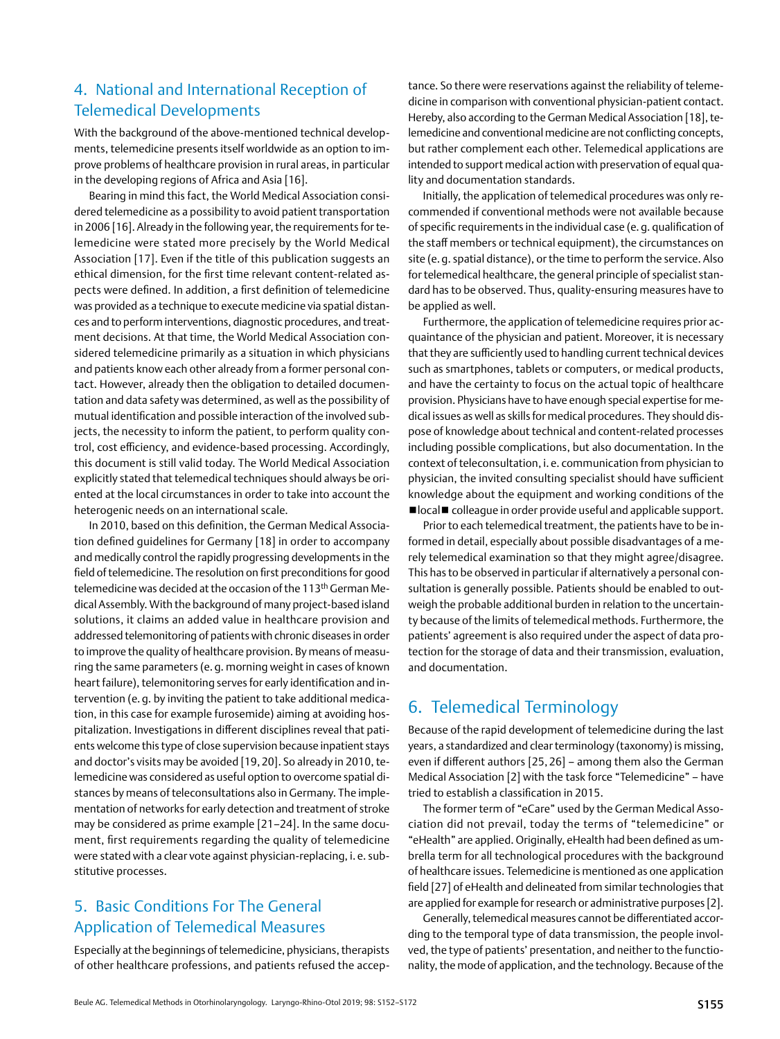## 4. National and International Reception of Telemedical Developments

With the background of the above-mentioned technical developments, telemedicine presents itself worldwide as an option to improve problems of healthcare provision in rural areas, in particular in the developing regions of Africa and Asia [16].

Bearing in mind this fact, the World Medical Association considered telemedicine as a possibility to avoid patient transportation in 2006 [16]. Already in the following year, the requirements for telemedicine were stated more precisely by the World Medical Association [17]. Even if the title of this publication suggests an ethical dimension, for the first time relevant content-related aspects were defined. In addition, a first definition of telemedicine was provided as a technique to execute medicine via spatial distances and to perform interventions, diagnostic procedures, and treatment decisions. At that time, the World Medical Association considered telemedicine primarily as a situation in which physicians and patients know each other already from a former personal contact. However, already then the obligation to detailed documentation and data safety was determined, as well as the possibility of mutual identification and possible interaction of the involved subjects, the necessity to inform the patient, to perform quality control, cost efficiency, and evidence-based processing. Accordingly, this document is still valid today. The World Medical Association explicitly stated that telemedical techniques should always be oriented at the local circumstances in order to take into account the heterogenic needs on an international scale.

In 2010, based on this definition, the German Medical Association defined guidelines for Germany [18] in order to accompany and medically control the rapidly progressing developments in the field of telemedicine. The resolution on first preconditions for good telemedicine was decided at the occasion of the 113th German Medical Assembly. With the background of many project-based island solutions, it claims an added value in healthcare provision and addressed telemonitoring of patients with chronic diseases in order to improve the quality of healthcare provision. By means of measuring the same parameters (e.g. morning weight in cases of known heart failure), telemonitoring serves for early identification and intervention (e.g. by inviting the patient to take additional medication, in this case for example furosemide) aiming at avoiding hospitalization. Investigations in different disciplines reveal that patients welcome this type of close supervision because inpatient stays and doctor's visits may be avoided [19, 20]. So already in 2010, telemedicine was considered as useful option to overcome spatial distances by means of teleconsultations also in Germany. The implementation of networks for early detection and treatment of stroke may be considered as prime example [21–24]. In the same document, first requirements regarding the quality of telemedicine were stated with a clear vote against physician-replacing, i.e. substitutive processes.

## 5. Basic Conditions For The General Application of Telemedical Measures

Especially at the beginnings of telemedicine, physicians, therapists of other healthcare professions, and patients refused the acceptance. So there were reservations against the reliability of telemedicine in comparison with conventional physician-patient contact. Hereby, also according to the German Medical Association [18], telemedicine and conventional medicine are not conflicting concepts, but rather complement each other. Telemedical applications are intended to support medical action with preservation of equal quality and documentation standards.

Initially, the application of telemedical procedures was only recommended if conventional methods were not available because of specific requirements in the individual case (e.g. qualification of the staff members or technical equipment), the circumstances on site (e.g. spatial distance), or the time to perform the service. Also for telemedical healthcare, the general principle of specialist standard has to be observed. Thus, quality-ensuring measures have to be applied as well.

Furthermore, the application of telemedicine requires prior acquaintance of the physician and patient. Moreover, it is necessary that they are sufficiently used to handling current technical devices such as smartphones, tablets or computers, or medical products, and have the certainty to focus on the actual topic of healthcare provision. Physicians have to have enough special expertise for medical issues as well as skills for medical procedures. They should dispose of knowledge about technical and content-related processes including possible complications, but also documentation. In the context of teleconsultation, i.e. communication from physician to physician, the invited consulting specialist should have sufficient knowledge about the equipment and working conditions of the ■local■ colleague in order provide useful and applicable support.

Prior to each telemedical treatment, the patients have to be informed in detail, especially about possible disadvantages of a merely telemedical examination so that they might agree/disagree. This has to be observed in particular if alternatively a personal consultation is generally possible. Patients should be enabled to outweigh the probable additional burden in relation to the uncertainty because of the limits of telemedical methods. Furthermore, the patients' agreement is also required under the aspect of data protection for the storage of data and their transmission, evaluation, and documentation.

## 6. Telemedical Terminology

Because of the rapid development of telemedicine during the last years, a standardized and clear terminology (taxonomy) is missing, even if different authors [25, 26] – among them also the German Medical Association [2] with the task force "Telemedicine" – have tried to establish a classification in 2015.

The former term of "eCare" used by the German Medical Association did not prevail, today the terms of "telemedicine" or "eHealth" are applied. Originally, eHealth had been defined as umbrella term for all technological procedures with the background of healthcare issues. Telemedicine is mentioned as one application field [27] of eHealth and delineated from similar technologies that are applied for example for research or administrative purposes [2].

Generally, telemedical measures cannot be differentiated according to the temporal type of data transmission, the people involved, the type of patients' presentation, and neither to the functionality, the mode of application, and the technology. Because of the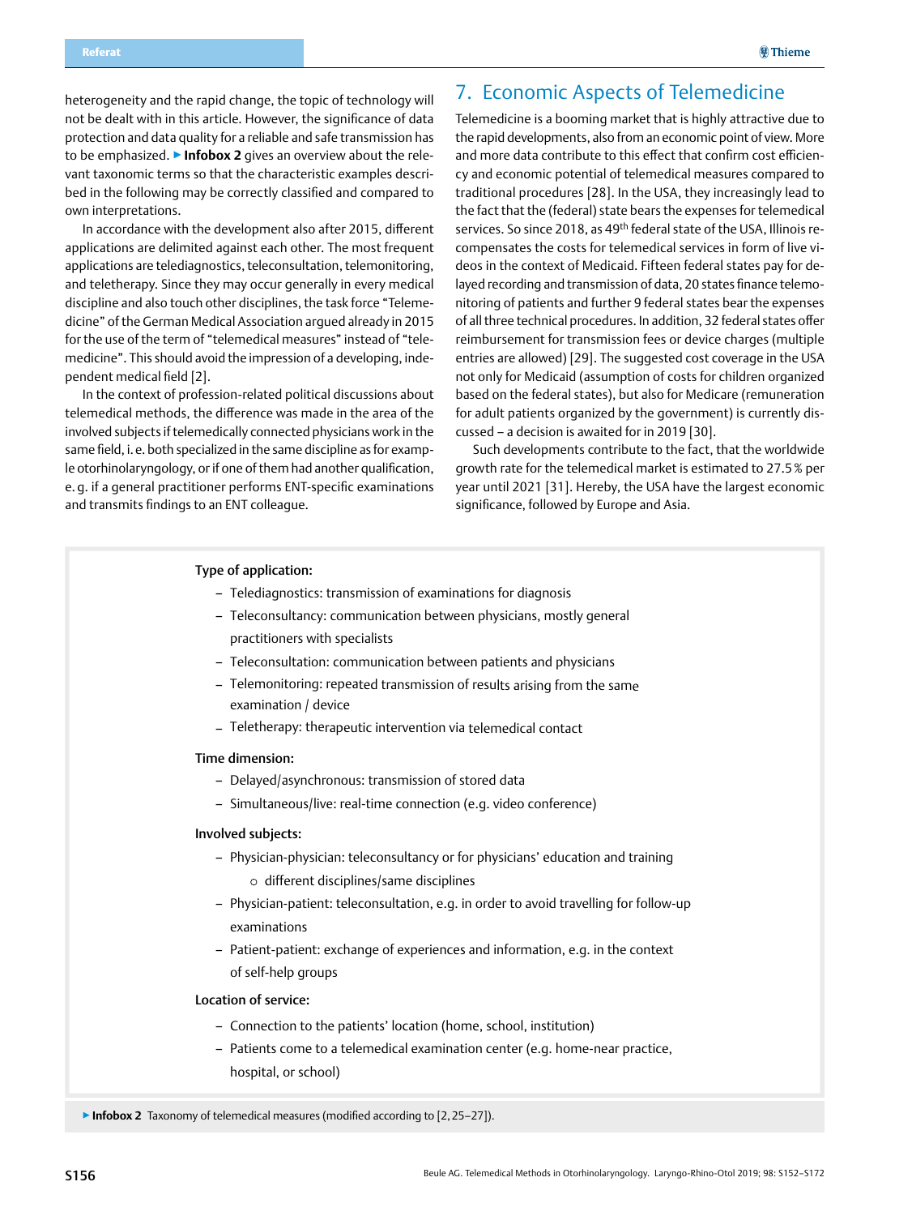heterogeneity and the rapid change, the topic of technology will not be dealt with in this article. However, the significance of data protection and data quality for a reliable and safe transmission has to be emphasized. ▶ **Infobox 2** gives an overview about the relevant taxonomic terms so that the characteristic examples described in the following may be correctly classified and compared to own interpretations.

In accordance with the development also after 2015, different applications are delimited against each other. The most frequent applications are telediagnostics, teleconsultation, telemonitoring, and teletherapy. Since they may occur generally in every medical discipline and also touch other disciplines, the task force "Telemedicine" of the German Medical Association argued already in 2015 for the use of the term of "telemedical measures" instead of "telemedicine". This should avoid the impression of a developing, independent medical field [2].

In the context of profession-related political discussions about telemedical methods, the difference was made in the area of the involved subjects if telemedically connected physicians work in the same field, i. e. both specialized in the same discipline as for example otorhinolaryngology, or if one of them had another qualification, e. g. if a general practitioner performs ENT-specific examinations and transmits findings to an ENT colleague.

## 7. Economic Aspects of Telemedicine

Telemedicine is a booming market that is highly attractive due to the rapid developments, also from an economic point of view. More and more data contribute to this effect that confirm cost efficiency and economic potential of telemedical measures compared to traditional procedures [28]. In the USA, they increasingly lead to the fact that the (federal) state bears the expenses for telemedical services. So since 2018, as 49th federal state of the USA, Illinois recompensates the costs for telemedical services in form of live videos in the context of Medicaid. Fifteen federal states pay for delayed recording and transmission of data, 20 states finance telemonitoring of patients and further 9 federal states bear the expenses of all three technical procedures. In addition, 32 federal states offer reimbursement for transmission fees or device charges (multiple entries are allowed) [29]. The suggested cost coverage in the USA not only for Medicaid (assumption of costs for children organized based on the federal states), but also for Medicare (remuneration for adult patients organized by the government) is currently discussed – a decision is awaited for in 2019 [30].

Such developments contribute to the fact, that the worldwide growth rate for the telemedical market is estimated to 27.5 % per year until 2021 [31]. Hereby, the USA have the largest economic significance, followed by Europe and Asia.

**Type of application:**

- Telediagnostics: transmission of examinations for diagnosis
- Teleconsultancy: communication between physicians, mostly general practitioners with specialists
- Teleconsultation: communication between patients and physicians
- Telemonitoring: repeated transmission of results arising from the same examination / device
- Teletherapy: therapeutic intervention via telemedical contact

**Time dimension:**

- Delayed/asynchronous: transmission of stored data
- Simultaneous/live: real-time connection (e.g. video conference)

**Involved subjects:**

- Physician-physician: teleconsultancy or for physicians' education and training
  - different disciplines/same disciplines
- Physician-patient: teleconsultation, e.g. in order to avoid travelling for follow-up examinations
- Patient-patient: exchange of experiences and information, e.g. in the context of self-help groups

**Location of service:**

- Connection to the patients' location (home, school, institution)
- Patients come to a telemedical examination center (e.g. home-near practice, hospital, or school)

▶ **Infobox 2** Taxonomy of telemedical measures (modified according to [2, 25–27]).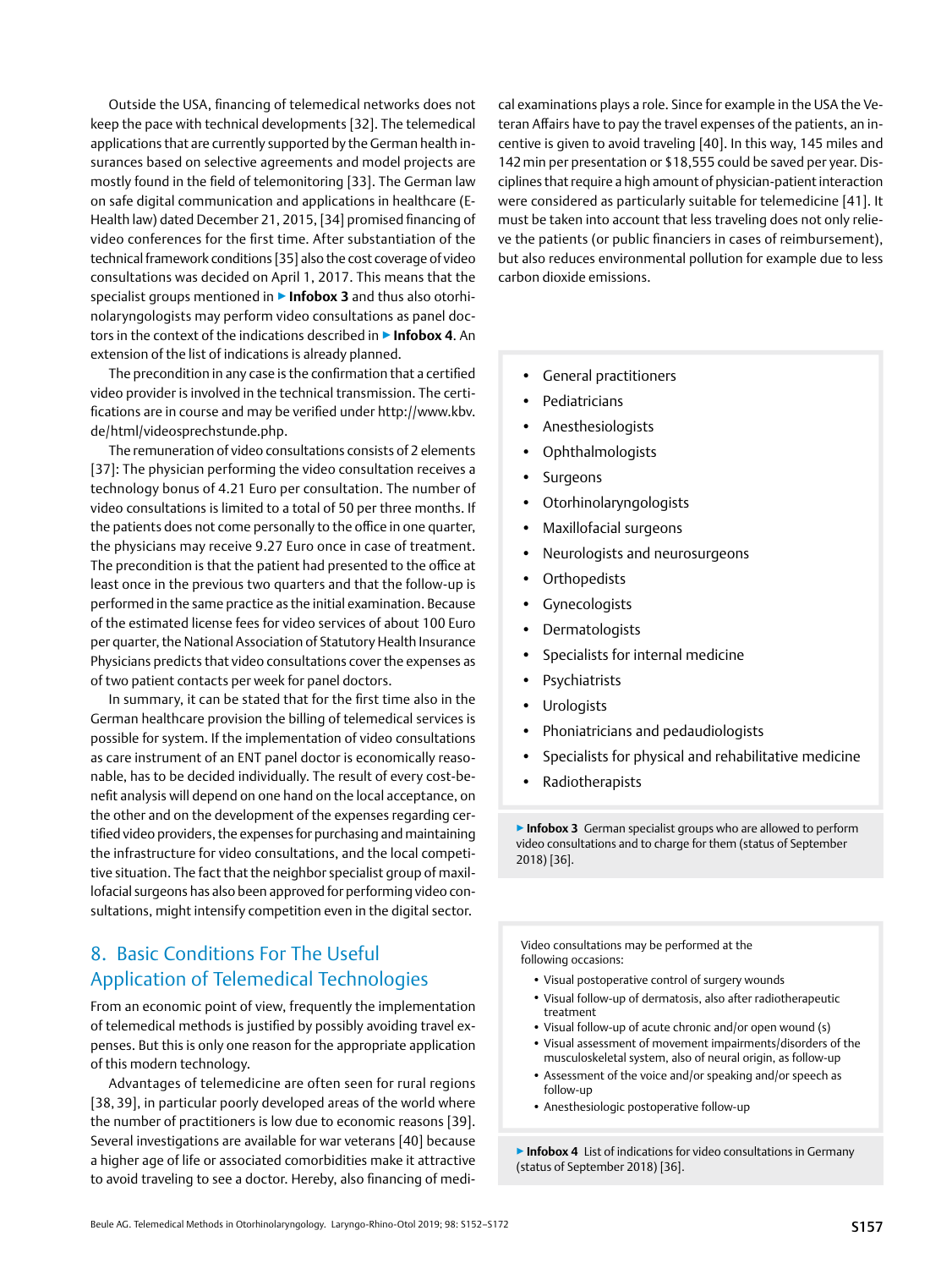Outside the USA, financing of telemedical networks does not keep the pace with technical developments [32]. The telemedical applications that are currently supported by the German health insurances based on selective agreements and model projects are mostly found in the field of telemonitoring [33]. The German law on safe digital communication and applications in healthcare (E-Health law) dated December 21, 2015, [34] promised financing of video conferences for the first time. After substantiation of the technical framework conditions [35] also the cost coverage of video consultations was decided on April 1, 2017. This means that the specialist groups mentioned in ▶ **Infobox 3** and thus also otorhinolaryngologists may perform video consultations as panel doctors in the context of the indications described in ▶ **Infobox 4**. An extension of the list of indications is already planned.

The precondition in any case is the confirmation that a certified video provider is involved in the technical transmission. The certifications are in course and may be verified under http://www.kbv.de/html/videosprechstunde.php.

The remuneration of video consultations consists of 2 elements [37]: The physician performing the video consultation receives a technology bonus of 4.21 Euro per consultation. The number of video consultations is limited to a total of 50 per three months. If the patients does not come personally to the office in one quarter, the physicians may receive 9.27 Euro once in case of treatment. The precondition is that the patient had presented to the office at least once in the previous two quarters and that the follow-up is performed in the same practice as the initial examination. Because of the estimated license fees for video services of about 100 Euro per quarter, the National Association of Statutory Health Insurance Physicians predicts that video consultations cover the expenses as of two patient contacts per week for panel doctors.

In summary, it can be stated that for the first time also in the German healthcare provision the billing of telemedical services is possible for system. If the implementation of video consultations as care instrument of an ENT panel doctor is economically reasonable, has to be decided individually. The result of every cost-benefit analysis will depend on one hand on the local acceptance, on the other and on the development of the expenses regarding certified video providers, the expenses for purchasing and maintaining the infrastructure for video consultations, and the local competitive situation. The fact that the neighbor specialist group of maxillofacial surgeons has also been approved for performing video consultations, might intensify competition even in the digital sector.

## 8. Basic Conditions For The Useful Application of Telemedical Technologies

From an economic point of view, frequently the implementation of telemedical methods is justified by possibly avoiding travel expenses. But this is only one reason for the appropriate application of this modern technology.

Advantages of telemedicine are often seen for rural regions [38, 39], in particular poorly developed areas of the world where the number of practitioners is low due to economic reasons [39]. Several investigations are available for war veterans [40] because a higher age of life or associated comorbidities make it attractive to avoid traveling to see a doctor. Hereby, also financing of medical examinations plays a role. Since for example in the USA the Veteran Affairs have to pay the travel expenses of the patients, an incentive is given to avoid traveling [40]. In this way, 145 miles and 142 min per presentation or $18,555 could be saved per year. Disciplines that require a high amount of physician-patient interaction were considered as particularly suitable for telemedicine [41]. It must be taken into account that less traveling does not only relieve the patients (or public financiers in cases of reimbursement), but also reduces environmental pollution for example due to less carbon dioxide emissions.

- General practitioners
- Pediatricians
- Anesthesiologists
- Ophthalmologists
- Surgeons
- Otorhinolaryngologists
- Maxillofacial surgeons
- Neurologists and neurosurgeons
- Orthopedists
- Gynecologists
- Dermatologists
- Specialists for internal medicine
- Psychiatrists
- Urologists
- Phoniatricians and pedaudiologists
- Specialists for physical and rehabilitative medicine
- Radiotherapists

▶ **Infobox 3** German specialist groups who are allowed to perform video consultations and to charge for them (status of September 2018) [36].

Video consultations may be performed at the following occasions:

- Visual postoperative control of surgery wounds
- Visual follow-up of dermatosis, also after radiotherapeutic treatment
- Visual follow-up of acute chronic and/or open wound (s)
- Visual assessment of movement impairments/disorders of the musculoskeletal system, also of neural origin, as follow-up
- Assessment of the voice and/or speaking and/or speech as follow-up
- Anesthesiologic postoperative follow-up

▶ **Infobox 4** List of indications for video consultations in Germany (status of September 2018) [36].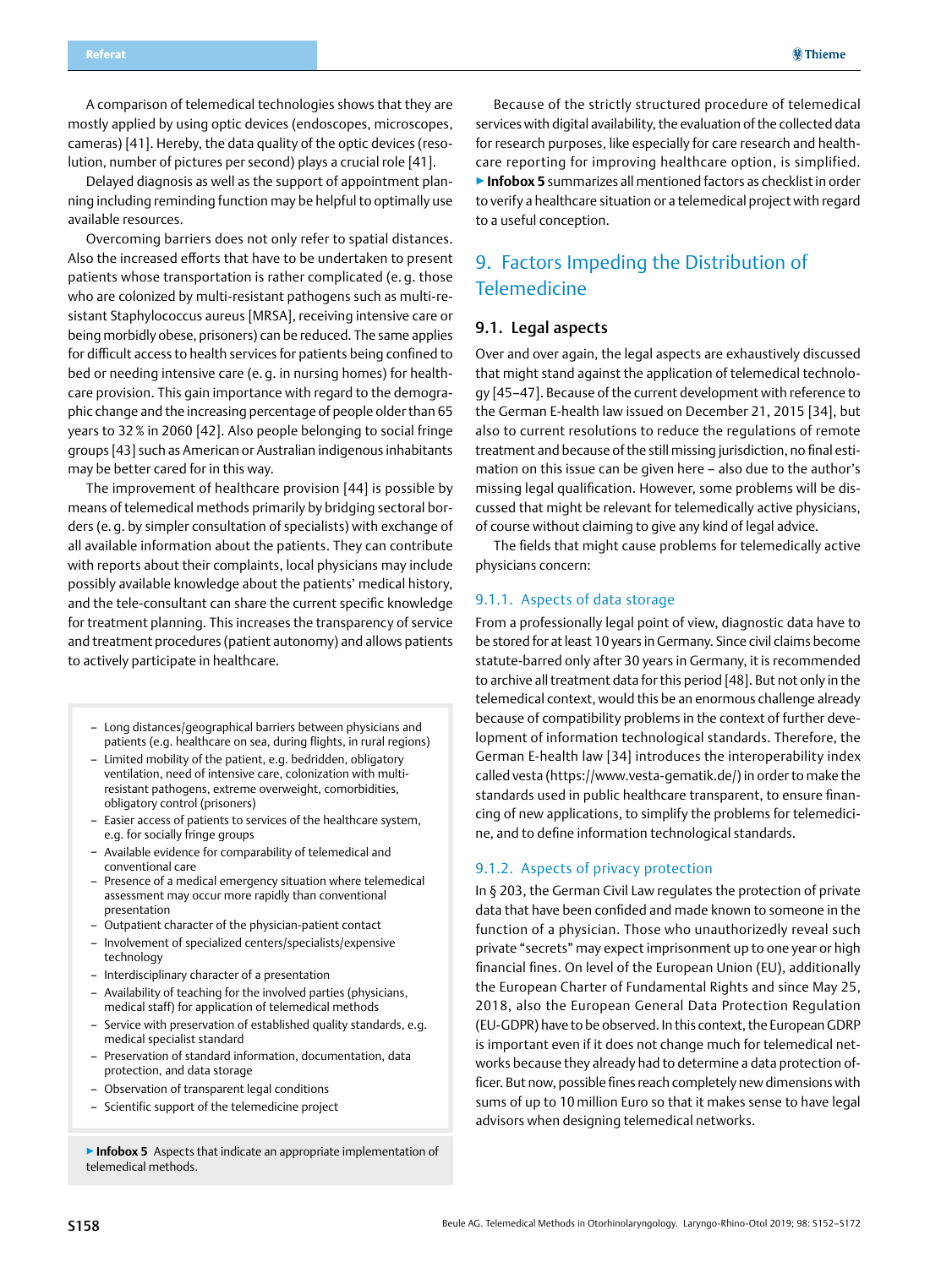A comparison of telemedical technologies shows that they are mostly applied by using optic devices (endoscopes, microscopes, cameras) [41]. Hereby, the data quality of the optic devices (resolution, number of pictures per second) plays a crucial role [41].

Delayed diagnosis as well as the support of appointment planning including reminding function may be helpful to optimally use available resources.

Overcoming barriers does not only refer to spatial distances. Also the increased efforts that have to be undertaken to present patients whose transportation is rather complicated (e. g. those who are colonized by multi-resistant pathogens such as multi-resistant Staphylococcus aureus [MRSA], receiving intensive care or being morbidly obese, prisoners) can be reduced. The same applies for difficult access to health services for patients being confined to bed or needing intensive care (e. g. in nursing homes) for healthcare provision. This gain importance with regard to the demographic change and the increasing percentage of people older than 65 years to 32 % in 2060 [42]. Also people belonging to social fringe groups [43] such as American or Australian indigenous inhabitants may be better cared for in this way.

The improvement of healthcare provision [44] is possible by means of telemedical methods primarily by bridging sectoral borders (e. g. by simpler consultation of specialists) with exchange of all available information about the patients. They can contribute with reports about their complaints, local physicians may include possibly available knowledge about the patients' medical history, and the tele-consultant can share the current specific knowledge for treatment planning. This increases the transparency of service and treatment procedures (patient autonomy) and allows patients to actively participate in healthcare.

- Long distances/geographical barriers between physicians and patients (e.g. healthcare on sea, during flights, in rural regions)
- Limited mobility of the patient, e.g. bedridden, obligatory ventilation, need of intensive care, colonization with multi-resistant pathogens, extreme overweight, comorbidities, obligatory control (prisoners)
- Easier access of patients to services of the healthcare system, e.g. for socially fringe groups
- Available evidence for comparability of telemedical and conventional care
- Presence of a medical emergency situation where telemedical assessment may occur more rapidly than conventional presentation
- Outpatient character of the physician-patient contact
- Involvement of specialized centers/specialists/expensive technology
- Interdisciplinary character of a presentation
- Availability of teaching for the involved parties (physicians, medical staff) for application of telemedical methods
- Service with preservation of established quality standards, e.g. medical specialist standard
- Preservation of standard information, documentation, data protection, and data storage
- Observation of transparent legal conditions
- Scientific support of the telemedicine project

▶ **Infobox 5** Aspects that indicate an appropriate implementation of telemedical methods.

Because of the strictly structured procedure of telemedical services with digital availability, the evaluation of the collected data for research purposes, like especially for care research and healthcare reporting for improving healthcare option, is simplified. ▶ **Infobox 5** summarizes all mentioned factors as checklist in order to verify a healthcare situation or a telemedical project with regard to a useful conception.

## 9. Factors Impeding the Distribution of Telemedicine

### 9.1. Legal aspects

Over and over again, the legal aspects are exhaustively discussed that might stand against the application of telemedical technology [45–47]. Because of the current development with reference to the German E-health law issued on December 21, 2015 [34], but also to current resolutions to reduce the regulations of remote treatment and because of the still missing jurisdiction, no final estimation on this issue can be given here – also due to the author's missing legal qualification. However, some problems will be discussed that might be relevant for telemedically active physicians, of course without claiming to give any kind of legal advice.

The fields that might cause problems for telemedically active physicians concern:

#### 9.1.1. Aspects of data storage

From a professionally legal point of view, diagnostic data have to be stored for at least 10 years in Germany. Since civil claims become statute-barred only after 30 years in Germany, it is recommended to archive all treatment data for this period [48]. But not only in the telemedical context, would this be an enormous challenge already because of compatibility problems in the context of further development of information technological standards. Therefore, the German E-health law [34] introduces the interoperability index called vesta (https://www.vesta-gematik.de/) in order to make the standards used in public healthcare transparent, to ensure financing of new applications, to simplify the problems for telemedicine, and to define information technological standards.

#### 9.1.2. Aspects of privacy protection

In § 203, the German Civil Law regulates the protection of private data that have been confided and made known to someone in the function of a physician. Those who unauthorizedly reveal such private "secrets" may expect imprisonment up to one year or high financial fines. On level of the European Union (EU), additionally the European Charter of Fundamental Rights and since May 25, 2018, also the European General Data Protection Regulation (EU-GDPR) have to be observed. In this context, the European GDRP is important even if it does not change much for telemedical networks because they already had to determine a data protection officer. But now, possible fines reach completely new dimensions with sums of up to 10 million Euro so that it makes sense to have legal advisors when designing telemedical networks.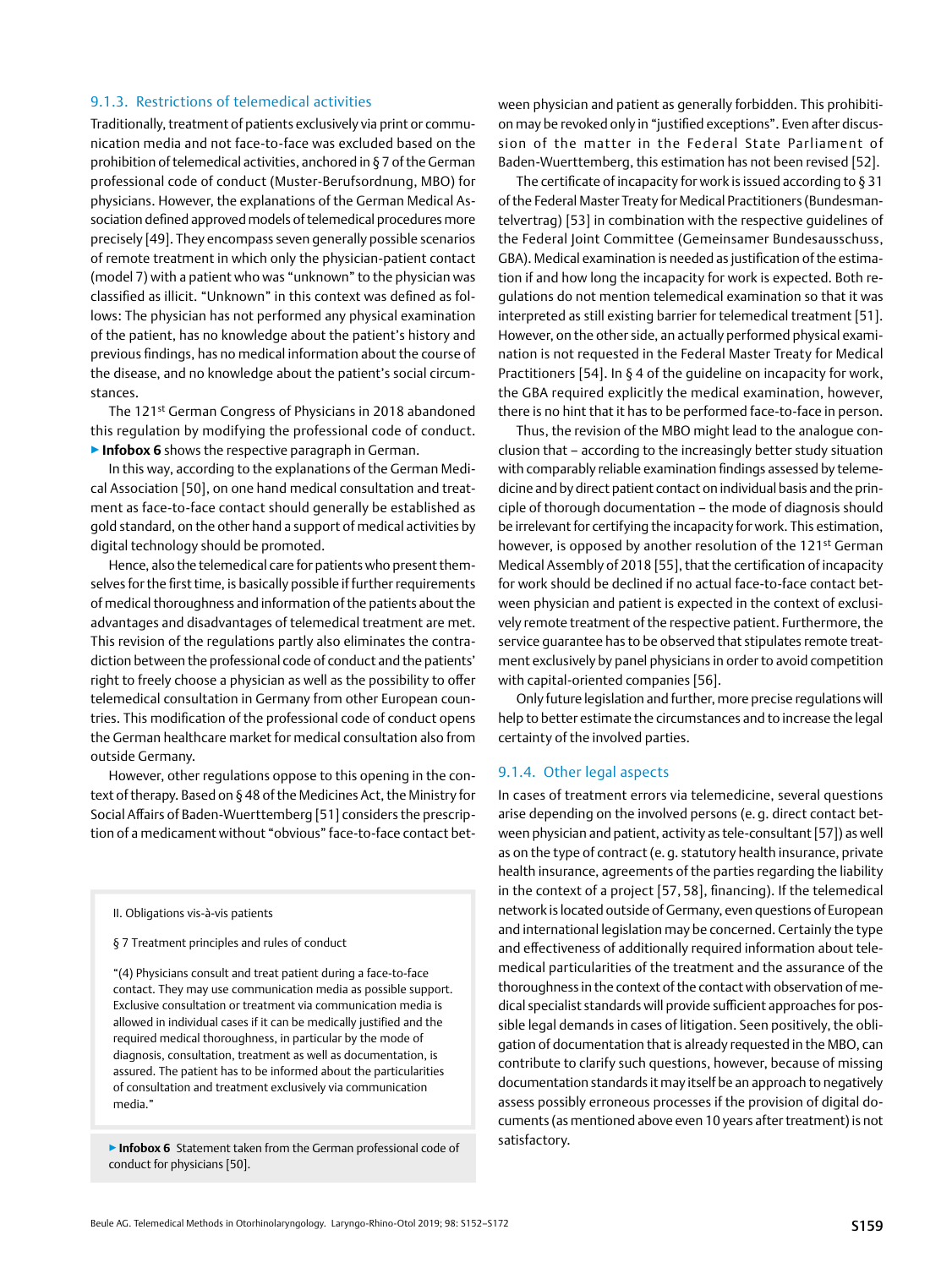### 9.1.3. Restrictions of telemedical activities

Traditionally, treatment of patients exclusively via print or communication media and not face-to-face was excluded based on the prohibition of telemedical activities, anchored in § 7 of the German professional code of conduct (Muster-Berufsordnung, MBO) for physicians. However, the explanations of the German Medical Association defined approved models of telemedical procedures more precisely [49]. They encompass seven generally possible scenarios of remote treatment in which only the physician-patient contact (model 7) with a patient who was "unknown" to the physician was classified as illicit. "Unknown" in this context was defined as follows: The physician has not performed any physical examination of the patient, has no knowledge about the patient's history and previous findings, has no medical information about the course of the disease, and no knowledge about the patient's social circumstances.

The 121st German Congress of Physicians in 2018 abandoned this regulation by modifying the professional code of conduct. ▶ **Infobox 6** shows the respective paragraph in German.

In this way, according to the explanations of the German Medical Association [50], on one hand medical consultation and treatment as face-to-face contact should generally be established as gold standard, on the other hand a support of medical activities by digital technology should be promoted.

Hence, also the telemedical care for patients who present themselves for the first time, is basically possible if further requirements of medical thoroughness and information of the patients about the advantages and disadvantages of telemedical treatment are met. This revision of the regulations partly also eliminates the contradiction between the professional code of conduct and the patients' right to freely choose a physician as well as the possibility to offer telemedical consultation in Germany from other European countries. This modification of the professional code of conduct opens the German healthcare market for medical consultation also from outside Germany.

However, other regulations oppose to this opening in the context of therapy. Based on § 48 of the Medicines Act, the Ministry for Social Affairs of Baden-Wuerttemberg [51] considers the prescription of a medicament without "obvious" face-to-face contact between physician and patient as generally forbidden. This prohibition may be revoked only in "justified exceptions". Even after discussion of the matter in the Federal State Parliament of Baden-Wuerttemberg, this estimation has not been revised [52].

> II. Obligations vis-à-vis patients
>
> § 7 Treatment principles and rules of conduct
>
> "(4) Physicians consult and treat patient during a face-to-face contact. They may use communication media as possible support. Exclusive consultation or treatment via communication media is allowed in individual cases if it can be medically justified and the required medical thoroughness, in particular by the mode of diagnosis, consultation, treatment as well as documentation, is assured. The patient has to be informed about the particularities of consultation and treatment exclusively via communication media."

▶ **Infobox 6** Statement taken from the German professional code of conduct for physicians [50].

The certificate of incapacity for work is issued according to § 31 of the Federal Master Treaty for Medical Practitioners (Bundesmantelvertrag) [53] in combination with the respective guidelines of the Federal Joint Committee (Gemeinsamer Bundesausschuss, GBA). Medical examination is needed as justification of the estimation if and how long the incapacity for work is expected. Both regulations do not mention telemedical examination so that it was interpreted as still existing barrier for telemedical treatment [51]. However, on the other side, an actually performed physical examination is not requested in the Federal Master Treaty for Medical Practitioners [54]. In § 4 of the guideline on incapacity for work, the GBA required explicitly the medical examination, however, there is no hint that it has to be performed face-to-face in person.

Thus, the revision of the MBO might lead to the analogue conclusion that – according to the increasingly better study situation with comparably reliable examination findings assessed by telemedicine and by direct patient contact on individual basis and the principle of thorough documentation – the mode of diagnosis should be irrelevant for certifying the incapacity for work. This estimation, however, is opposed by another resolution of the 121st German Medical Assembly of 2018 [55], that the certification of incapacity for work should be declined if no actual face-to-face contact between physician and patient is expected in the context of exclusively remote treatment of the respective patient. Furthermore, the service guarantee has to be observed that stipulates remote treatment exclusively by panel physicians in order to avoid competition with capital-oriented companies [56].

Only future legislation and further, more precise regulations will help to better estimate the circumstances and to increase the legal certainty of the involved parties.

### 9.1.4. Other legal aspects

In cases of treatment errors via telemedicine, several questions arise depending on the involved persons (e. g. direct contact between physician and patient, activity as tele-consultant [57]) as well as on the type of contract (e. g. statutory health insurance, private health insurance, agreements of the parties regarding the liability in the context of a project [57, 58], financing). If the telemedical network is located outside of Germany, even questions of European and international legislation may be concerned. Certainly the type and effectiveness of additionally required information about telemedical particularities of the treatment and the assurance of the thoroughness in the context of the contact with observation of medical specialist standards will provide sufficient approaches for possible legal demands in cases of litigation. Seen positively, the obligation of documentation that is already requested in the MBO, can contribute to clarify such questions, however, because of missing documentation standards it may itself be an approach to negatively assess possibly erroneous processes if the provision of digital documents (as mentioned above even 10 years after treatment) is not satisfactory.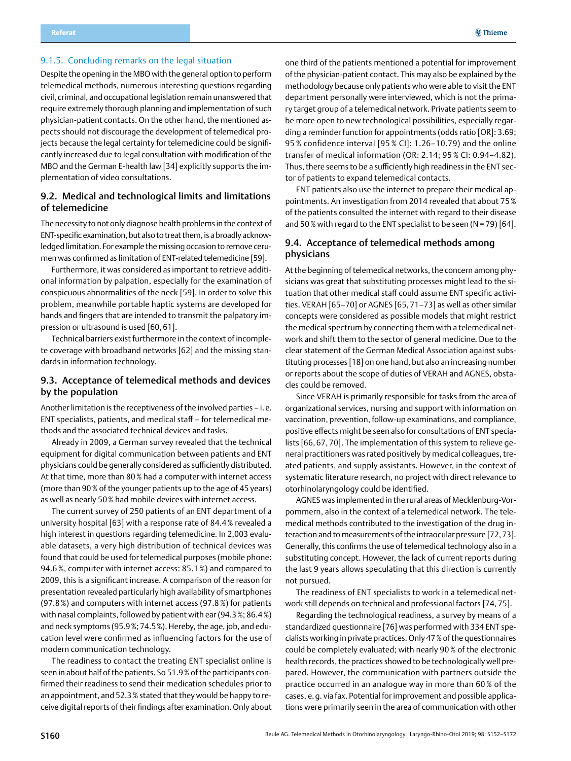#### 9.1.5. Concluding remarks on the legal situation

Despite the opening in the MBO with the general option to perform telemedical methods, numerous interesting questions regarding civil, criminal, and occupational legislation remain unanswered that require extremely thorough planning and implementation of such physician-patient contacts. On the other hand, the mentioned aspects should not discourage the development of telemedical projects because the legal certainty for telemedicine could be significantly increased due to legal consultation with modification of the MBO and the German E-health law [34] explicitly supports the implementation of video consultations.

### 9.2. Medical and technological limits and limitations of telemedicine

The necessity to not only diagnose health problems in the context of ENT-specific examination, but also to treat them, is a broadly acknowledged limitation. For example the missing occasion to remove cerumen was confirmed as limitation of ENT-related telemedicine [59].

Furthermore, it was considered as important to retrieve additional information by palpation, especially for the examination of conspicuous abnormalities of the neck [59]. In order to solve this problem, meanwhile portable haptic systems are developed for hands and fingers that are intended to transmit the palpatory impression or ultrasound is used [60, 61].

Technical barriers exist furthermore in the context of incomplete coverage with broadband networks [62] and the missing standards in information technology.

### 9.3. Acceptance of telemedical methods and devices by the population

Another limitation is the receptiveness of the involved parties – i. e. ENT specialists, patients, and medical staff – for telemedical methods and the associated technical devices and tasks.

Already in 2009, a German survey revealed that the technical equipment for digital communication between patients and ENT physicians could be generally considered as sufficiently distributed. At that time, more than 80 % had a computer with internet access (more than 90 % of the younger patients up to the age of 45 years) as well as nearly 50 % had mobile devices with internet access.

The current survey of 250 patients of an ENT department of a university hospital [63] with a response rate of 84.4 % revealed a high interest in questions regarding telemedicine. In 2,003 evaluable datasets, a very high distribution of technical devices was found that could be used for telemedical purposes (mobile phone: 94.6 %, computer with internet access: 85.1 %) and compared to 2009, this is a significant increase. A comparison of the reason for presentation revealed particularly high availability of smartphones (97.8 %) and computers with internet access (97.8 %) for patients with nasal complaints, followed by patient with ear (94.3 %; 86.4 %) and neck symptoms (95.9 %; 74.5 %). Hereby, the age, job, and education level were confirmed as influencing factors for the use of modern communication technology.

The readiness to contact the treating ENT specialist online is seen in about half of the patients. So 51.9 % of the participants confirmed their readiness to send their medication schedules prior to an appointment, and 52.3 % stated that they would be happy to receive digital reports of their findings after examination. Only about one third of the patients mentioned a potential for improvement of the physician-patient contact. This may also be explained by the methodology because only patients who were able to visit the ENT department personally were interviewed, which is not the primary target group of a telemedical network. Private patients seem to be more open to new technological possibilities, especially regarding a reminder function for appointments (odds ratio [OR]: 3.69; 95 % confidence interval [95 % CI]: 1.26–10.79) and the online transfer of medical information (OR: 2.14; 95 % CI: 0.94–4.82). Thus, there seems to be a sufficiently high readiness in the ENT sector of patients to expand telemedical contacts.

ENT patients also use the internet to prepare their medical appointments. An investigation from 2014 revealed that about 75 % of the patients consulted the internet with regard to their disease and 50 % with regard to the ENT specialist to be seen (N = 79) [64].

### 9.4. Acceptance of telemedical methods among physicians

At the beginning of telemedical networks, the concern among physicians was great that substituting processes might lead to the situation that other medical staff could assume ENT specific activities. VERAH [65–70] or AGNES [65, 71–73] as well as other similar concepts were considered as possible models that might restrict the medical spectrum by connecting them with a telemedical network and shift them to the sector of general medicine. Due to the clear statement of the German Medical Association against substituting processes [18] on one hand, but also an increasing number or reports about the scope of duties of VERAH and AGNES, obstacles could be removed.

Since VERAH is primarily responsible for tasks from the area of organizational services, nursing and support with information on vaccination, prevention, follow-up examinations, and compliance, positive effects might be seen also for consultations of ENT specialists [66, 67, 70]. The implementation of this system to relieve general practitioners was rated positively by medical colleagues, treated patients, and supply assistants. However, in the context of systematic literature research, no project with direct relevance to otorhinolaryngology could be identified.

AGNES was implemented in the rural areas of Mecklenburg-Vorpommern, also in the context of a telemedical network. The telemedical methods contributed to the investigation of the drug interaction and to measurements of the intraocular pressure [72, 73]. Generally, this confirms the use of telemedical technology also in a substituting concept. However, the lack of current reports during the last 9 years allows speculating that this direction is currently not pursued.

The readiness of ENT specialists to work in a telemedical network still depends on technical and professional factors [74, 75].

Regarding the technological readiness, a survey by means of a standardized questionnaire [76] was performed with 334 ENT specialists working in private practices. Only 47 % of the questionnaires could be completely evaluated; with nearly 90 % of the electronic health records, the practices showed to be technologically well prepared. However, the communication with partners outside the practice occurred in an analogue way in more than 60 % of the cases, e. g. via fax. Potential for improvement and possible applications were primarily seen in the area of communication with other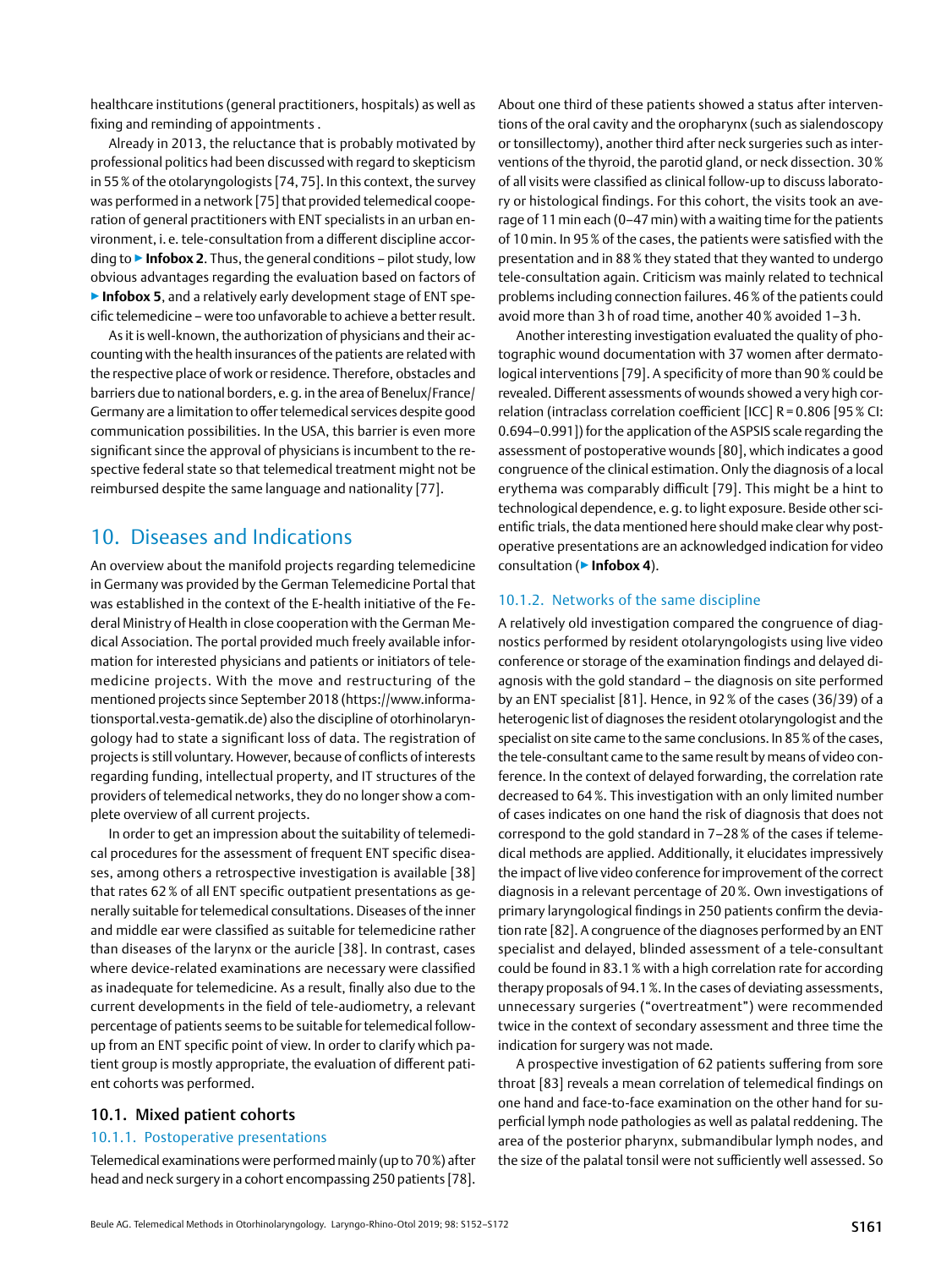healthcare institutions (general practitioners, hospitals) as well as fixing and reminding of appointments .

Already in 2013, the reluctance that is probably motivated by professional politics had been discussed with regard to skepticism in 55 % of the otolaryngologists [74, 75]. In this context, the survey was performed in a network [75] that provided telemedical cooperation of general practitioners with ENT specialists in an urban environment, i. e. tele-consultation from a different discipline according to ▶ **Infobox 2**. Thus, the general conditions – pilot study, low obvious advantages regarding the evaluation based on factors of ▶ **Infobox 5**, and a relatively early development stage of ENT specific telemedicine – were too unfavorable to achieve a better result.

As it is well-known, the authorization of physicians and their accounting with the health insurances of the patients are related with the respective place of work or residence. Therefore, obstacles and barriers due to national borders, e. g. in the area of Benelux/France/Germany are a limitation to offer telemedical services despite good communication possibilities. In the USA, this barrier is even more significant since the approval of physicians is incumbent to the respective federal state so that telemedical treatment might not be reimbursed despite the same language and nationality [77].

## 10. Diseases and Indications

An overview about the manifold projects regarding telemedicine in Germany was provided by the German Telemedicine Portal that was established in the context of the E-health initiative of the Federal Ministry of Health in close cooperation with the German Medical Association. The portal provided much freely available information for interested physicians and patients or initiators of telemedicine projects. With the move and restructuring of the mentioned projects since September 2018 (https://www.informationsportal.vesta-gematik.de) also the discipline of otorhinolaryngology had to state a significant loss of data. The registration of projects is still voluntary. However, because of conflicts of interests regarding funding, intellectual property, and IT structures of the providers of telemedical networks, they do no longer show a complete overview of all current projects.

In order to get an impression about the suitability of telemedical procedures for the assessment of frequent ENT specific diseases, among others a retrospective investigation is available [38] that rates 62 % of all ENT specific outpatient presentations as generally suitable for telemedical consultations. Diseases of the inner and middle ear were classified as suitable for telemedicine rather than diseases of the larynx or the auricle [38]. In contrast, cases where device-related examinations are necessary were classified as inadequate for telemedicine. As a result, finally also due to the current developments in the field of tele-audiometry, a relevant percentage of patients seems to be suitable for telemedical follow-up from an ENT specific point of view. In order to clarify which patient group is mostly appropriate, the evaluation of different patient cohorts was performed.

### 10.1. Mixed patient cohorts

#### 10.1.1. Postoperative presentations

Telemedical examinations were performed mainly (up to 70 %) after head and neck surgery in a cohort encompassing 250 patients [78]. About one third of these patients showed a status after interventions of the oral cavity and the oropharynx (such as sialendoscopy or tonsillectomy), another third after neck surgeries such as interventions of the thyroid, the parotid gland, or neck dissection. 30 % of all visits were classified as clinical follow-up to discuss laboratory or histological findings. For this cohort, the visits took an average of 11 min each (0–47 min) with a waiting time for the patients of 10 min. In 95 % of the cases, the patients were satisfied with the presentation and in 88 % they stated that they wanted to undergo tele-consultation again. Criticism was mainly related to technical problems including connection failures. 46 % of the patients could avoid more than 3 h of road time, another 40 % avoided 1–3 h.

Another interesting investigation evaluated the quality of photographic wound documentation with 37 women after dermatological interventions [79]. A specificity of more than 90 % could be revealed. Different assessments of wounds showed a very high correlation (intraclass correlation coefficient [ICC] R = 0.806 [95 % CI: 0.694–0.991]) for the application of the ASPSIS scale regarding the assessment of postoperative wounds [80], which indicates a good congruence of the clinical estimation. Only the diagnosis of a local erythema was comparably difficult [79]. This might be a hint to technological dependence, e. g. to light exposure. Beside other scientific trials, the data mentioned here should make clear why postoperative presentations are an acknowledged indication for video consultation (▶ **Infobox 4**).

#### 10.1.2. Networks of the same discipline

A relatively old investigation compared the congruence of diagnostics performed by resident otolaryngologists using live video conference or storage of the examination findings and delayed diagnosis with the gold standard – the diagnosis on site performed by an ENT specialist [81]. Hence, in 92 % of the cases (36/39) of a heterogenic list of diagnoses the resident otolaryngologist and the specialist on site came to the same conclusions. In 85 % of the cases, the tele-consultant came to the same result by means of video conference. In the context of delayed forwarding, the correlation rate decreased to 64 %. This investigation with an only limited number of cases indicates on one hand the risk of diagnosis that does not correspond to the gold standard in 7–28 % of the cases if telemedical methods are applied. Additionally, it elucidates impressively the impact of live video conference for improvement of the correct diagnosis in a relevant percentage of 20 %. Own investigations of primary laryngological findings in 250 patients confirm the deviation rate [82]. A congruence of the diagnoses performed by an ENT specialist and delayed, blinded assessment of a tele-consultant could be found in 83.1 % with a high correlation rate for according therapy proposals of 94.1 %. In the cases of deviating assessments, unnecessary surgeries ("overtreatment") were recommended twice in the context of secondary assessment and three time the indication for surgery was not made.

A prospective investigation of 62 patients suffering from sore throat [83] reveals a mean correlation of telemedical findings on one hand and face-to-face examination on the other hand for superficial lymph node pathologies as well as palatal reddening. The area of the posterior pharynx, submandibular lymph nodes, and the size of the palatal tonsil were not sufficiently well assessed. So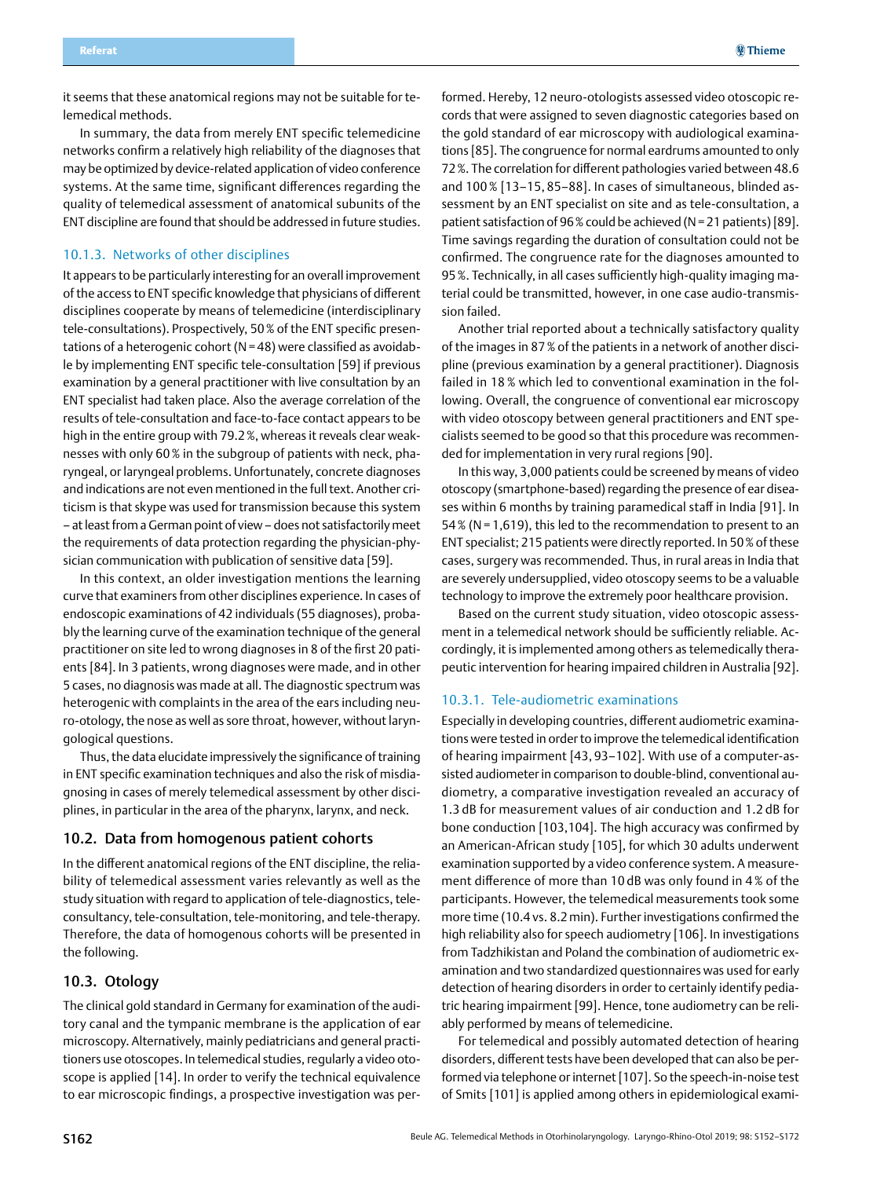it seems that these anatomical regions may not be suitable for telemedical methods.

In summary, the data from merely ENT specific telemedicine networks confirm a relatively high reliability of the diagnoses that may be optimized by device-related application of video conference systems. At the same time, significant differences regarding the quality of telemedical assessment of anatomical subunits of the ENT discipline are found that should be addressed in future studies.

### 10.1.3. Networks of other disciplines

It appears to be particularly interesting for an overall improvement of the access to ENT specific knowledge that physicians of different disciplines cooperate by means of telemedicine (interdisciplinary tele-consultations). Prospectively, 50 % of the ENT specific presentations of a heterogenic cohort (N = 48) were classified as avoidable by implementing ENT specific tele-consultation [59] if previous examination by a general practitioner with live consultation by an ENT specialist had taken place. Also the average correlation of the results of tele-consultation and face-to-face contact appears to be high in the entire group with 79.2 %, whereas it reveals clear weaknesses with only 60 % in the subgroup of patients with neck, pharyngeal, or laryngeal problems. Unfortunately, concrete diagnoses and indications are not even mentioned in the full text. Another criticism is that skype was used for transmission because this system – at least from a German point of view – does not satisfactorily meet the requirements of data protection regarding the physician-physician communication with publication of sensitive data [59].

In this context, an older investigation mentions the learning curve that examiners from other disciplines experience. In cases of endoscopic examinations of 42 individuals (55 diagnoses), probably the learning curve of the examination technique of the general practitioner on site led to wrong diagnoses in 8 of the first 20 patients [84]. In 3 patients, wrong diagnoses were made, and in other 5 cases, no diagnosis was made at all. The diagnostic spectrum was heterogenic with complaints in the area of the ears including neuro-otology, the nose as well as sore throat, however, without laryngological questions.

Thus, the data elucidate impressively the significance of training in ENT specific examination techniques and also the risk of misdiagnosing in cases of merely telemedical assessment by other disciplines, in particular in the area of the pharynx, larynx, and neck.

## 10.2. Data from homogenous patient cohorts

In the different anatomical regions of the ENT discipline, the reliability of telemedical assessment varies relevantly as well as the study situation with regard to application of tele-diagnostics, tele-consultancy, tele-consultation, tele-monitoring, and tele-therapy. Therefore, the data of homogenous cohorts will be presented in the following.

## 10.3. Otology

The clinical gold standard in Germany for examination of the auditory canal and the tympanic membrane is the application of ear microscopy. Alternatively, mainly pediatricians and general practitioners use otoscopes. In telemedical studies, regularly a video otoscope is applied [14]. In order to verify the technical equivalence to ear microscopic findings, a prospective investigation was performed. Hereby, 12 neuro-otologists assessed video otoscopic records that were assigned to seven diagnostic categories based on the gold standard of ear microscopy with audiological examinations [85]. The congruence for normal eardrums amounted to only 72 %. The correlation for different pathologies varied between 48.6 and 100 % [13–15, 85–88]. In cases of simultaneous, blinded assessment by an ENT specialist on site and as tele-consultation, a patient satisfaction of 96 % could be achieved (N = 21 patients) [89]. Time savings regarding the duration of consultation could not be confirmed. The congruence rate for the diagnoses amounted to 95 %. Technically, in all cases sufficiently high-quality imaging material could be transmitted, however, in one case audio-transmission failed.

Another trial reported about a technically satisfactory quality of the images in 87 % of the patients in a network of another discipline (previous examination by a general practitioner). Diagnosis failed in 18 % which led to conventional examination in the following. Overall, the congruence of conventional ear microscopy with video otoscopy between general practitioners and ENT specialists seemed to be good so that this procedure was recommended for implementation in very rural regions [90].

In this way, 3,000 patients could be screened by means of video otoscopy (smartphone-based) regarding the presence of ear diseases within 6 months by training paramedical staff in India [91]. In 54 % (N = 1,619), this led to the recommendation to present to an ENT specialist; 215 patients were directly reported. In 50 % of these cases, surgery was recommended. Thus, in rural areas in India that are severely undersupplied, video otoscopy seems to be a valuable technology to improve the extremely poor healthcare provision.

Based on the current study situation, video otoscopic assessment in a telemedical network should be sufficiently reliable. Accordingly, it is implemented among others as telemedically therapeutic intervention for hearing impaired children in Australia [92].

### 10.3.1. Tele-audiometric examinations

Especially in developing countries, different audiometric examinations were tested in order to improve the telemedical identification of hearing impairment [43, 93–102]. With use of a computer-assisted audiometer in comparison to double-blind, conventional audiometry, a comparative investigation revealed an accuracy of 1.3 dB for measurement values of air conduction and 1.2 dB for bone conduction [103,104]. The high accuracy was confirmed by an American-African study [105], for which 30 adults underwent examination supported by a video conference system. A measurement difference of more than 10 dB was only found in 4 % of the participants. However, the telemedical measurements took some more time (10.4 vs. 8.2 min). Further investigations confirmed the high reliability also for speech audiometry [106]. In investigations from Tadzhikistan and Poland the combination of audiometric examination and two standardized questionnaires was used for early detection of hearing disorders in order to certainly identify pediatric hearing impairment [99]. Hence, tone audiometry can be reliably performed by means of telemedicine.

For telemedical and possibly automated detection of hearing disorders, different tests have been developed that can also be performed via telephone or internet [107]. So the speech-in-noise test of Smits [101] is applied among others in epidemiological exami-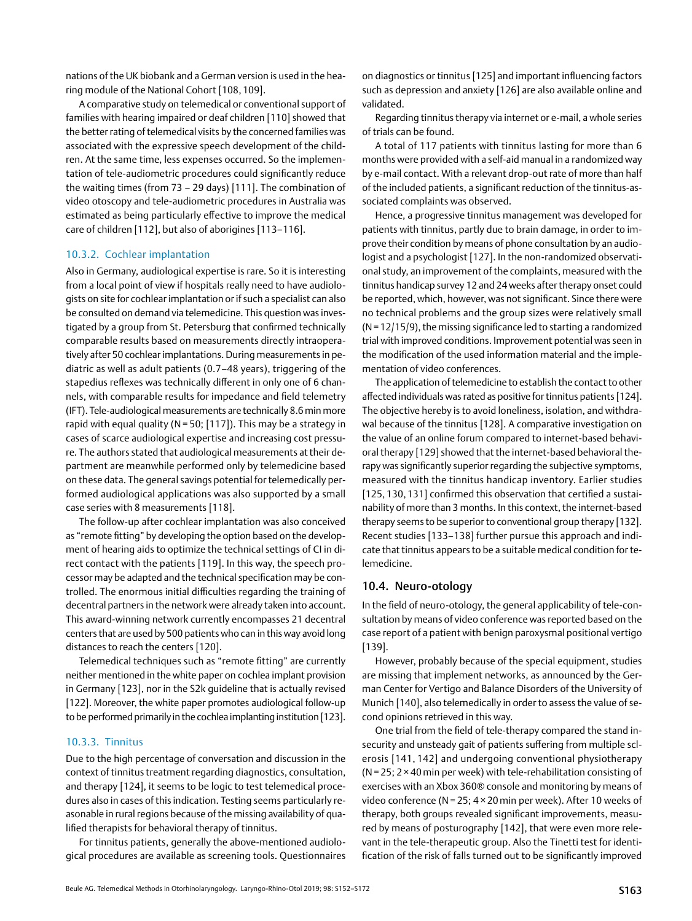nations of the UK biobank and a German version is used in the hearing module of the National Cohort [108, 109].

A comparative study on telemedical or conventional support of families with hearing impaired or deaf children [110] showed that the better rating of telemedical visits by the concerned families was associated with the expressive speech development of the children. At the same time, less expenses occurred. So the implementation of tele-audiometric procedures could significantly reduce the waiting times (from 73 – 29 days) [111]. The combination of video otoscopy and tele-audiometric procedures in Australia was estimated as being particularly effective to improve the medical care of children [112], but also of aborigines [113–116].

### 10.3.2. Cochlear implantation

Also in Germany, audiological expertise is rare. So it is interesting from a local point of view if hospitals really need to have audiologists on site for cochlear implantation or if such a specialist can also be consulted on demand via telemedicine. This question was investigated by a group from St. Petersburg that confirmed technically comparable results based on measurements directly intraoperatively after 50 cochlear implantations. During measurements in pediatric as well as adult patients (0.7–48 years), triggering of the stapedius reflexes was technically different in only one of 6 channels, with comparable results for impedance and field telemetry (IFT). Tele-audiological measurements are technically 8.6 min more rapid with equal quality (N = 50; [117]). This may be a strategy in cases of scarce audiological expertise and increasing cost pressure. The authors stated that audiological measurements at their department are meanwhile performed only by telemedicine based on these data. The general savings potential for telemedically performed audiological applications was also supported by a small case series with 8 measurements [118].

The follow-up after cochlear implantation was also conceived as "remote fitting" by developing the option based on the development of hearing aids to optimize the technical settings of CI in direct contact with the patients [119]. In this way, the speech processor may be adapted and the technical specification may be controlled. The enormous initial difficulties regarding the training of decentral partners in the network were already taken into account. This award-winning network currently encompasses 21 decentral centers that are used by 500 patients who can in this way avoid long distances to reach the centers [120].

Telemedical techniques such as "remote fitting" are currently neither mentioned in the white paper on cochlea implant provision in Germany [123], nor in the S2k guideline that is actually revised [122]. Moreover, the white paper promotes audiological follow-up to be performed primarily in the cochlea implanting institution [123].

### 10.3.3. Tinnitus

Due to the high percentage of conversation and discussion in the context of tinnitus treatment regarding diagnostics, consultation, and therapy [124], it seems to be logic to test telemedical procedures also in cases of this indication. Testing seems particularly reasonable in rural regions because of the missing availability of qualified therapists for behavioral therapy of tinnitus.

For tinnitus patients, generally the above-mentioned audiological procedures are available as screening tools. Questionnaires on diagnostics or tinnitus [125] and important influencing factors such as depression and anxiety [126] are also available online and validated.

Regarding tinnitus therapy via internet or e-mail, a whole series of trials can be found.

A total of 117 patients with tinnitus lasting for more than 6 months were provided with a self-aid manual in a randomized way by e-mail contact. With a relevant drop-out rate of more than half of the included patients, a significant reduction of the tinnitus-associated complaints was observed.

Hence, a progressive tinnitus management was developed for patients with tinnitus, partly due to brain damage, in order to improve their condition by means of phone consultation by an audiologist and a psychologist [127]. In the non-randomized observational study, an improvement of the complaints, measured with the tinnitus handicap survey 12 and 24 weeks after therapy onset could be reported, which, however, was not significant. Since there were no technical problems and the group sizes were relatively small (N = 12/15/9), the missing significance led to starting a randomized trial with improved conditions. Improvement potential was seen in the modification of the used information material and the implementation of video conferences.

The application of telemedicine to establish the contact to other affected individuals was rated as positive for tinnitus patients [124]. The objective hereby is to avoid loneliness, isolation, and withdrawal because of the tinnitus [128]. A comparative investigation on the value of an online forum compared to internet-based behavioral therapy [129] showed that the internet-based behavioral therapy was significantly superior regarding the subjective symptoms, measured with the tinnitus handicap inventory. Earlier studies [125, 130, 131] confirmed this observation that certified a sustainability of more than 3 months. In this context, the internet-based therapy seems to be superior to conventional group therapy [132]. Recent studies [133–138] further pursue this approach and indicate that tinnitus appears to be a suitable medical condition for telemedicine.

## 10.4. Neuro-otology

In the field of neuro-otology, the general applicability of tele-consultation by means of video conference was reported based on the case report of a patient with benign paroxysmal positional vertigo [139].

However, probably because of the special equipment, studies are missing that implement networks, as announced by the German Center for Vertigo and Balance Disorders of the University of Munich [140], also telemedically in order to assess the value of second opinions retrieved in this way.

One trial from the field of tele-therapy compared the stand insecurity and unsteady gait of patients suffering from multiple sclerosis [141, 142] and undergoing conventional physiotherapy (N = 25; 2 × 40 min per week) with tele-rehabilitation consisting of exercises with an Xbox 360® console and monitoring by means of video conference (N = 25; 4 × 20 min per week). After 10 weeks of therapy, both groups revealed significant improvements, measured by means of posturography [142], that were even more relevant in the tele-therapeutic group. Also the Tinetti test for identification of the risk of falls turned out to be significantly improved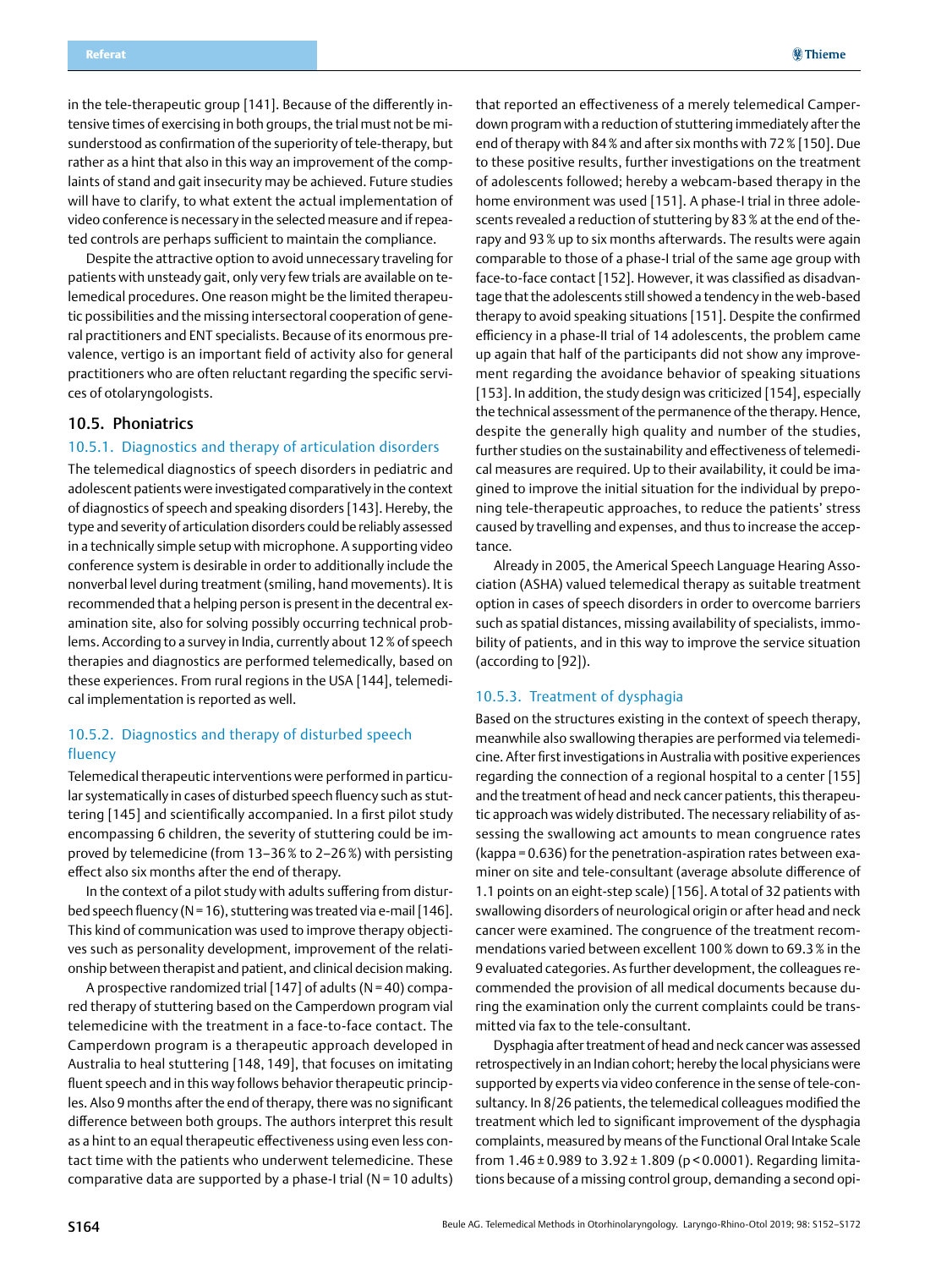in the tele-therapeutic group [141]. Because of the differently intensive times of exercising in both groups, the trial must not be misunderstood as confirmation of the superiority of tele-therapy, but rather as a hint that also in this way an improvement of the complaints of stand and gait insecurity may be achieved. Future studies will have to clarify, to what extent the actual implementation of video conference is necessary in the selected measure and if repeated controls are perhaps sufficient to maintain the compliance.

Despite the attractive option to avoid unnecessary traveling for patients with unsteady gait, only very few trials are available on telemedical procedures. One reason might be the limited therapeutic possibilities and the missing intersectoral cooperation of general practitioners and ENT specialists. Because of its enormous prevalence, vertigo is an important field of activity also for general practitioners who are often reluctant regarding the specific services of otolaryngologists.

## 10.5. Phoniatrics

### 10.5.1. Diagnostics and therapy of articulation disorders

The telemedical diagnostics of speech disorders in pediatric and adolescent patients were investigated comparatively in the context of diagnostics of speech and speaking disorders [143]. Hereby, the type and severity of articulation disorders could be reliably assessed in a technically simple setup with microphone. A supporting video conference system is desirable in order to additionally include the nonverbal level during treatment (smiling, hand movements). It is recommended that a helping person is present in the decentral examination site, also for solving possibly occurring technical problems. According to a survey in India, currently about 12 % of speech therapies and diagnostics are performed telemedically, based on these experiences. From rural regions in the USA [144], telemedical implementation is reported as well.

### 10.5.2. Diagnostics and therapy of disturbed speech fluency

Telemedical therapeutic interventions were performed in particular systematically in cases of disturbed speech fluency such as stuttering [145] and scientifically accompanied. In a first pilot study encompassing 6 children, the severity of stuttering could be improved by telemedicine (from 13–36 % to 2–26 %) with persisting effect also six months after the end of therapy.

In the context of a pilot study with adults suffering from disturbed speech fluency (N = 16), stuttering was treated via e-mail [146]. This kind of communication was used to improve therapy objectives such as personality development, improvement of the relationship between therapist and patient, and clinical decision making.

A prospective randomized trial [147] of adults (N = 40) compared therapy of stuttering based on the Camperdown program vial telemedicine with the treatment in a face-to-face contact. The Camperdown program is a therapeutic approach developed in Australia to heal stuttering [148, 149], that focuses on imitating fluent speech and in this way follows behavior therapeutic principles. Also 9 months after the end of therapy, there was no significant difference between both groups. The authors interpret this result as a hint to an equal therapeutic effectiveness using even less contact time with the patients who underwent telemedicine. These comparative data are supported by a phase-I trial (N = 10 adults) that reported an effectiveness of a merely telemedical Camperdown program with a reduction of stuttering immediately after the end of therapy with 84 % and after six months with 72 % [150]. Due to these positive results, further investigations on the treatment of adolescents followed; hereby a webcam-based therapy in the home environment was used [151]. A phase-I trial in three adolescents revealed a reduction of stuttering by 83 % at the end of therapy and 93 % up to six months afterwards. The results were again comparable to those of a phase-I trial of the same age group with face-to-face contact [152]. However, it was classified as disadvantage that the adolescents still showed a tendency in the web-based therapy to avoid speaking situations [151]. Despite the confirmed efficiency in a phase-II trial of 14 adolescents, the problem came up again that half of the participants did not show any improvement regarding the avoidance behavior of speaking situations [153]. In addition, the study design was criticized [154], especially the technical assessment of the permanence of the therapy. Hence, despite the generally high quality and number of the studies, further studies on the sustainability and effectiveness of telemedical measures are required. Up to their availability, it could be imagined to improve the initial situation for the individual by preponing tele-therapeutic approaches, to reduce the patients' stress caused by travelling and expenses, and thus to increase the acceptance.

Already in 2005, the Americal Speech Language Hearing Association (ASHA) valued telemedical therapy as suitable treatment option in cases of speech disorders in order to overcome barriers such as spatial distances, missing availability of specialists, immobility of patients, and in this way to improve the service situation (according to [92]).

### 10.5.3. Treatment of dysphagia

Based on the structures existing in the context of speech therapy, meanwhile also swallowing therapies are performed via telemedicine. After first investigations in Australia with positive experiences regarding the connection of a regional hospital to a center [155] and the treatment of head and neck cancer patients, this therapeutic approach was widely distributed. The necessary reliability of assessing the swallowing act amounts to mean congruence rates (kappa = 0.636) for the penetration-aspiration rates between examiner on site and tele-consultant (average absolute difference of 1.1 points on an eight-step scale) [156]. A total of 32 patients with swallowing disorders of neurological origin or after head and neck cancer were examined. The congruence of the treatment recommendations varied between excellent 100 % down to 69.3 % in the 9 evaluated categories. As further development, the colleagues recommended the provision of all medical documents because during the examination only the current complaints could be transmitted via fax to the tele-consultant.

Dysphagia after treatment of head and neck cancer was assessed retrospectively in an Indian cohort; hereby the local physicians were supported by experts via video conference in the sense of tele-consultancy. In 8/26 patients, the telemedical colleagues modified the treatment which led to significant improvement of the dysphagia complaints, measured by means of the Functional Oral Intake Scale from 1.46 ± 0.989 to 3.92 ± 1.809 ($p < 0.0001$). Regarding limitations because of a missing control group, demanding a second opi-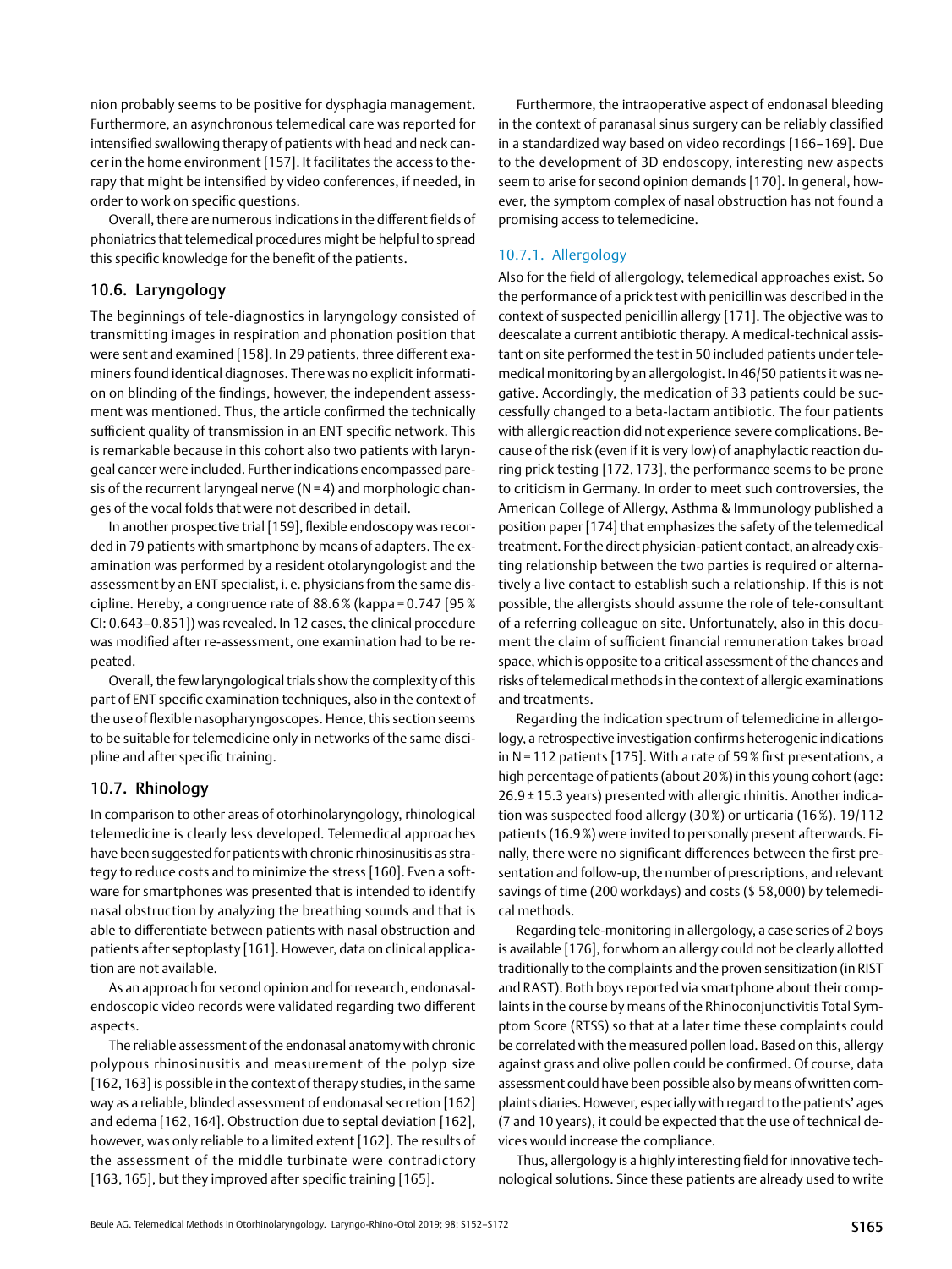nion probably seems to be positive for dysphagia management. Furthermore, an asynchronous telemedical care was reported for intensified swallowing therapy of patients with head and neck cancer in the home environment [157]. It facilitates the access to therapy that might be intensified by video conferences, if needed, in order to work on specific questions.

Overall, there are numerous indications in the different fields of phoniatrics that telemedical procedures might be helpful to spread this specific knowledge for the benefit of the patients.

## 10.6. Laryngology

The beginnings of tele-diagnostics in laryngology consisted of transmitting images in respiration and phonation position that were sent and examined [158]. In 29 patients, three different examiners found identical diagnoses. There was no explicit information on blinding of the findings, however, the independent assessment was mentioned. Thus, the article confirmed the technically sufficient quality of transmission in an ENT specific network. This is remarkable because in this cohort also two patients with laryngeal cancer were included. Further indications encompassed paresis of the recurrent laryngeal nerve (N = 4) and morphologic changes of the vocal folds that were not described in detail.

In another prospective trial [159], flexible endoscopy was recorded in 79 patients with smartphone by means of adapters. The examination was performed by a resident otolaryngologist and the assessment by an ENT specialist, i. e. physicians from the same discipline. Hereby, a congruence rate of 88.6 % (kappa = 0.747 [95 % CI: 0.643–0.851]) was revealed. In 12 cases, the clinical procedure was modified after re-assessment, one examination had to be repeated.

Overall, the few laryngological trials show the complexity of this part of ENT specific examination techniques, also in the context of the use of flexible nasopharyngoscopes. Hence, this section seems to be suitable for telemedicine only in networks of the same discipline and after specific training.

## 10.7. Rhinology

In comparison to other areas of otorhinolaryngology, rhinological telemedicine is clearly less developed. Telemedical approaches have been suggested for patients with chronic rhinosinusitis as strategy to reduce costs and to minimize the stress [160]. Even a software for smartphones was presented that is intended to identify nasal obstruction by analyzing the breathing sounds and that is able to differentiate between patients with nasal obstruction and patients after septoplasty [161]. However, data on clinical application are not available.

As an approach for second opinion and for research, endonasal-endoscopic video records were validated regarding two different aspects.

The reliable assessment of the endonasal anatomy with chronic polypous rhinosinusitis and measurement of the polyp size [162, 163] is possible in the context of therapy studies, in the same way as a reliable, blinded assessment of endonasal secretion [162] and edema [162, 164]. Obstruction due to septal deviation [162], however, was only reliable to a limited extent [162]. The results of the assessment of the middle turbinate were contradictory [163, 165], but they improved after specific training [165].

Furthermore, the intraoperative aspect of endonasal bleeding in the context of paranasal sinus surgery can be reliably classified in a standardized way based on video recordings [166–169]. Due to the development of 3D endoscopy, interesting new aspects seem to arise for second opinion demands [170]. In general, however, the symptom complex of nasal obstruction has not found a promising access to telemedicine.

### 10.7.1. Allergology

Also for the field of allergology, telemedical approaches exist. So the performance of a prick test with penicillin was described in the context of suspected penicillin allergy [171]. The objective was to deescalate a current antibiotic therapy. A medical-technical assistant on site performed the test in 50 included patients under telemedical monitoring by an allergologist. In 46/50 patients it was negative. Accordingly, the medication of 33 patients could be successfully changed to a beta-lactam antibiotic. The four patients with allergic reaction did not experience severe complications. Because of the risk (even if it is very low) of anaphylactic reaction during prick testing [172, 173], the performance seems to be prone to criticism in Germany. In order to meet such controversies, the American College of Allergy, Asthma & Immunology published a position paper [174] that emphasizes the safety of the telemedical treatment. For the direct physician-patient contact, an already existing relationship between the two parties is required or alternatively a live contact to establish such a relationship. If this is not possible, the allergists should assume the role of tele-consultant of a referring colleague on site. Unfortunately, also in this document the claim of sufficient financial remuneration takes broad space, which is opposite to a critical assessment of the chances and risks of telemedical methods in the context of allergic examinations and treatments.

Regarding the indication spectrum of telemedicine in allergology, a retrospective investigation confirms heterogenic indications in N = 112 patients [175]. With a rate of 59 % first presentations, a high percentage of patients (about 20 %) in this young cohort (age: 26.9 ± 15.3 years) presented with allergic rhinitis. Another indication was suspected food allergy (30 %) or urticaria (16 %). 19/112 patients (16.9 %) were invited to personally present afterwards. Finally, there were no significant differences between the first presentation and follow-up, the number of prescriptions, and relevant savings of time (200 workdays) and costs ($ 58,000) by telemedical methods.

Regarding tele-monitoring in allergology, a case series of 2 boys is available [176], for whom an allergy could not be clearly allotted traditionally to the complaints and the proven sensitization (in RIST and RAST). Both boys reported via smartphone about their complaints in the course by means of the Rhinoconjunctivitis Total Symptom Score (RTSS) so that at a later time these complaints could be correlated with the measured pollen load. Based on this, allergy against grass and olive pollen could be confirmed. Of course, data assessment could have been possible also by means of written complaints diaries. However, especially with regard to the patients' ages (7 and 10 years), it could be expected that the use of technical devices would increase the compliance.

Thus, allergology is a highly interesting field for innovative technological solutions. Since these patients are already used to write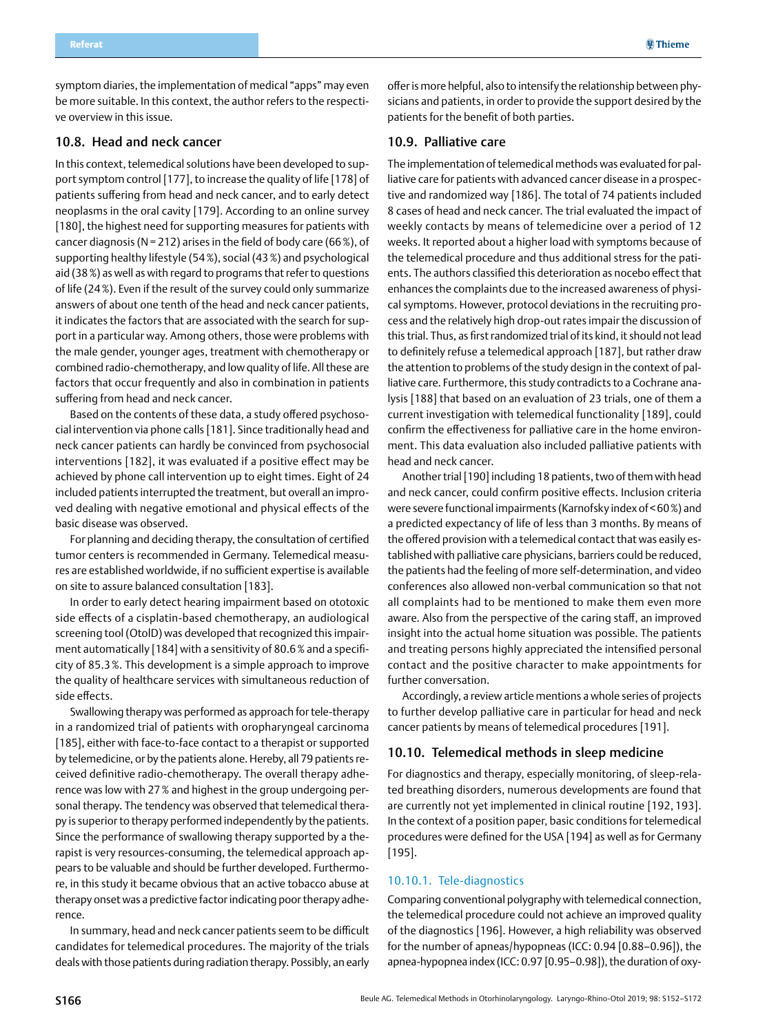symptom diaries, the implementation of medical "apps" may even be more suitable. In this context, the author refers to the respective overview in this issue.

## 10.8. Head and neck cancer

In this context, telemedical solutions have been developed to support symptom control [177], to increase the quality of life [178] of patients suffering from head and neck cancer, and to early detect neoplasms in the oral cavity [179]. According to an online survey [180], the highest need for supporting measures for patients with cancer diagnosis (N = 212) arises in the field of body care (66 %), of supporting healthy lifestyle (54 %), social (43 %) and psychological aid (38 %) as well as with regard to programs that refer to questions of life (24 %). Even if the result of the survey could only summarize answers of about one tenth of the head and neck cancer patients, it indicates the factors that are associated with the search for support in a particular way. Among others, those were problems with the male gender, younger ages, treatment with chemotherapy or combined radio-chemotherapy, and low quality of life. All these are factors that occur frequently and also in combination in patients suffering from head and neck cancer.

Based on the contents of these data, a study offered psychosocial intervention via phone calls [181]. Since traditionally head and neck cancer patients can hardly be convinced from psychosocial interventions [182], it was evaluated if a positive effect may be achieved by phone call intervention up to eight times. Eight of 24 included patients interrupted the treatment, but overall an improved dealing with negative emotional and physical effects of the basic disease was observed.

For planning and deciding therapy, the consultation of certified tumor centers is recommended in Germany. Telemedical measures are established worldwide, if no sufficient expertise is available on site to assure balanced consultation [183].

In order to early detect hearing impairment based on ototoxic side effects of a cisplatin-based chemotherapy, an audiological screening tool (OtoID) was developed that recognized this impairment automatically [184] with a sensitivity of 80.6 % and a specificity of 85.3 %. This development is a simple approach to improve the quality of healthcare services with simultaneous reduction of side effects.

Swallowing therapy was performed as approach for tele-therapy in a randomized trial of patients with oropharyngeal carcinoma [185], either with face-to-face contact to a therapist or supported by telemedicine, or by the patients alone. Hereby, all 79 patients received definitive radio-chemotherapy. The overall therapy adherence was low with 27 % and highest in the group undergoing personal therapy. The tendency was observed that telemedical therapy is superior to therapy performed independently by the patients. Since the performance of swallowing therapy supported by a therapist is very resources-consuming, the telemedical approach appears to be valuable and should be further developed. Furthermore, in this study it became obvious that an active tobacco abuse at therapy onset was a predictive factor indicating poor therapy adherence.

In summary, head and neck cancer patients seem to be difficult candidates for telemedical procedures. The majority of the trials deals with those patients during radiation therapy. Possibly, an early offer is more helpful, also to intensify the relationship between physicians and patients, in order to provide the support desired by the patients for the benefit of both parties.

## 10.9. Palliative care

The implementation of telemedical methods was evaluated for palliative care for patients with advanced cancer disease in a prospective and randomized way [186]. The total of 74 patients included 8 cases of head and neck cancer. The trial evaluated the impact of weekly contacts by means of telemedicine over a period of 12 weeks. It reported about a higher load with symptoms because of the telemedical procedure and thus additional stress for the patients. The authors classified this deterioration as nocebo effect that enhances the complaints due to the increased awareness of physical symptoms. However, protocol deviations in the recruiting process and the relatively high drop-out rates impair the discussion of this trial. Thus, as first randomized trial of its kind, it should not lead to definitely refuse a telemedical approach [187], but rather draw the attention to problems of the study design in the context of palliative care. Furthermore, this study contradicts to a Cochrane analysis [188] that based on an evaluation of 23 trials, one of them a current investigation with telemedical functionality [189], could confirm the effectiveness for palliative care in the home environment. This data evaluation also included palliative patients with head and neck cancer.

Another trial [190] including 18 patients, two of them with head and neck cancer, could confirm positive effects. Inclusion criteria were severe functional impairments (Karnofsky index of < 60 %) and a predicted expectancy of life of less than 3 months. By means of the offered provision with a telemedical contact that was easily established with palliative care physicians, barriers could be reduced, the patients had the feeling of more self-determination, and video conferences also allowed non-verbal communication so that not all complaints had to be mentioned to make them even more aware. Also from the perspective of the caring staff, an improved insight into the actual home situation was possible. The patients and treating persons highly appreciated the intensified personal contact and the positive character to make appointments for further conversation.

Accordingly, a review article mentions a whole series of projects to further develop palliative care in particular for head and neck cancer patients by means of telemedical procedures [191].

## 10.10. Telemedical methods in sleep medicine

For diagnostics and therapy, especially monitoring, of sleep-related breathing disorders, numerous developments are found that are currently not yet implemented in clinical routine [192, 193]. In the context of a position paper, basic conditions for telemedical procedures were defined for the USA [194] as well as for Germany [195].

### 10.10.1. Tele-diagnostics

Comparing conventional polygraphy with telemedical connection, the telemedical procedure could not achieve an improved quality of the diagnostics [196]. However, a high reliability was observed for the number of apneas/hypopneas (ICC: 0.94 [0.88–0.96]), the apnea-hypopnea index (ICC: 0.97 [0.95–0.98]), the duration of oxy-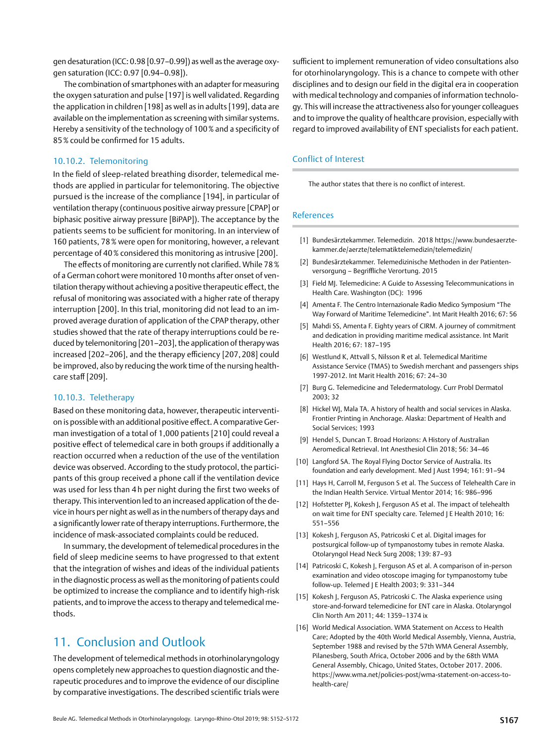gen desaturation (ICC: 0.98 [0.97–0.99]) as well as the average oxygen saturation (ICC: 0.97 [0.94–0.98]).

The combination of smartphones with an adapter for measuring the oxygen saturation and pulse [197] is well validated. Regarding the application in children [198] as well as in adults [199], data are available on the implementation as screening with similar systems. Hereby a sensitivity of the technology of 100 % and a specificity of 85 % could be confirmed for 15 adults.

### 10.10.2. Telemonitoring

In the field of sleep-related breathing disorder, telemedical methods are applied in particular for telemonitoring. The objective pursued is the increase of the compliance [194], in particular of ventilation therapy (continuous positive airway pressure [CPAP] or biphasic positive airway pressure [BiPAP]). The acceptance by the patients seems to be sufficient for monitoring. In an interview of 160 patients, 78 % were open for monitoring, however, a relevant percentage of 40 % considered this monitoring as intrusive [200].

The effects of monitoring are currently not clarified. While 78 % of a German cohort were monitored 10 months after onset of ventilation therapy without achieving a positive therapeutic effect, the refusal of monitoring was associated with a higher rate of therapy interruption [200]. In this trial, monitoring did not lead to an improved average duration of application of the CPAP therapy, other studies showed that the rate of therapy interruptions could be reduced by telemonitoring [201–203], the application of therapy was increased [202–206], and the therapy efficiency [207, 208] could be improved, also by reducing the work time of the nursing healthcare staff [209].

### 10.10.3. Teletherapy

Based on these monitoring data, however, therapeutic intervention is possible with an additional positive effect. A comparative German investigation of a total of 1,000 patients [210] could reveal a positive effect of telemedical care in both groups if additionally a reaction occurred when a reduction of the use of the ventilation device was observed. According to the study protocol, the participants of this group received a phone call if the ventilation device was used for less than 4 h per night during the first two weeks of therapy. This intervention led to an increased application of the device in hours per night as well as in the numbers of therapy days and a significantly lower rate of therapy interruptions. Furthermore, the incidence of mask-associated complaints could be reduced.

In summary, the development of telemedical procedures in the field of sleep medicine seems to have progressed to that extent that the integration of wishes and ideas of the individual patients in the diagnostic process as well as the monitoring of patients could be optimized to increase the compliance and to identify high-risk patients, and to improve the access to therapy and telemedical methods.

## 11. Conclusion and Outlook

The development of telemedical methods in otorhinolaryngology opens completely new approaches to question diagnostic and therapeutic procedures and to improve the evidence of our discipline by comparative investigations. The described scientific trials were sufficient to implement remuneration of video consultations also for otorhinolaryngology. This is a chance to compete with other disciplines and to design our field in the digital era in cooperation with medical technology and companies of information technology. This will increase the attractiveness also for younger colleagues and to improve the quality of healthcare provision, especially with regard to improved availability of ENT specialists for each patient.

## Conflict of Interest

The author states that there is no conflict of interest.

## References

[1] Bundesärztekammer. Telemedizin. 2018 https://www.bundesaerztekammer.de/aerzte/telematiktelemedizin/telemedizin/

[2] Bundesärztekammer. Telemedizinische Methoden in der Patientenversorgung – Begriffliche Verortung. 2015

[3] Field MJ. Telemedicine: A Guide to Assessing Telecommunications in Health Care. Washington (DC): 1996

[4] Amenta F. The Centro Internazionale Radio Medico Symposium "The Way Forward of Maritime Telemedicine". Int Marit Health 2016; 67: 56

[5] Mahdi SS, Amenta F. Eighty years of CIRM. A journey of commitment and dedication in providing maritime medical assistance. Int Marit Health 2016; 67: 187–195

[6] Westlund K, Attvall S, Nilsson R et al. Telemedical Maritime Assistance Service (TMAS) to Swedish merchant and passengers ships 1997-2012. Int Marit Health 2016; 67: 24–30

[7] Burg G. Telemedicine and Teledermatology. Curr Probl Dermatol 2003; 32

[8] Hickel WJ, Mala TA. A history of health and social services in Alaska. Frontier Printing in Anchorage. Alaska: Department of Health and Social Services; 1993

[9] Hendel S, Duncan T. Broad Horizons: A History of Australian Aeromedical Retrieval. Int Anesthesiol Clin 2018; 56: 34–46

[10] Langford SA. The Royal Flying Doctor Service of Australia. Its foundation and early development. Med J Aust 1994; 161: 91–94

[11] Hays H, Carroll M, Ferguson S et al. The Success of Telehealth Care in the Indian Health Service. Virtual Mentor 2014; 16: 986–996

[12] Hofstetter PJ, Kokesh J, Ferguson AS et al. The impact of telehealth on wait time for ENT specialty care. Telemed J E Health 2010; 16: 551–556

[13] Kokesh J, Ferguson AS, Patricoski C et al. Digital images for postsurgical follow-up of tympanostomy tubes in remote Alaska. Otolaryngol Head Neck Surg 2008; 139: 87–93

[14] Patricoski C, Kokesh J, Ferguson AS et al. A comparison of in-person examination and video otoscope imaging for tympanostomy tube follow-up. Telemed J E Health 2003; 9: 331–344

[15] Kokesh J, Ferguson AS, Patricoski C. The Alaska experience using store-and-forward telemedicine for ENT care in Alaska. Otolaryngol Clin North Am 2011; 44: 1359–1374 ix

[16] World Medical Association. WMA Statement on Access to Health Care; Adopted by the 40th World Medical Assembly, Vienna, Austria, September 1988 and revised by the 57th WMA General Assembly, Pilanesberg, South Africa, October 2006 and by the 68th WMA General Assembly, Chicago, United States, October 2017. 2006. https://www.wma.net/policies-post/wma-statement-on-access-to-health-care/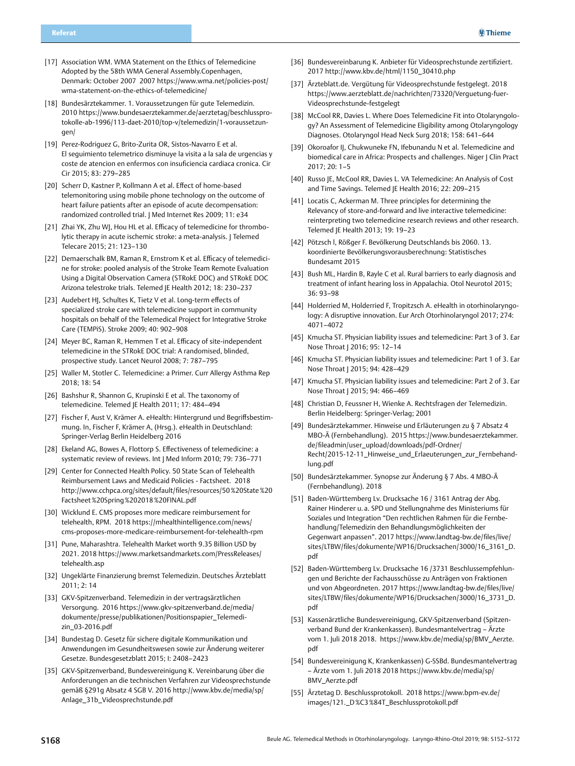[17] Association WMA. WMA Statement on the Ethics of Telemedicine Adopted by the 58th WMA General Assembly.Copenhagen, Denmark: October 2007 2007 https://www.wma.net/policies-post/wma-statement-on-the-ethics-of-telemedicine/

[18] Bundesärztekammer. 1. Voraussetzungen für gute Telemedizin. 2010 https://www.bundesaerztekammer.de/aerztetag/beschlussprotokolle-ab-1996/113-daet-2010/top-v/telemedizin/1-voraussetzungen/

[19] Perez-Rodriguez G, Brito-Zurita OR, Sistos-Navarro E et al. El seguimiento telemetrico disminuye la visita a la sala de urgencias y coste de atencion en enfermos con insuficiencia cardiaca cronica. Cir Cir 2015; 83: 279–285

[20] Scherr D, Kastner P, Kollmann A et al. Effect of home-based telemonitoring using mobile phone technology on the outcome of heart failure patients after an episode of acute decompensation: randomized controlled trial. J Med Internet Res 2009; 11: e34

[21] Zhai YK, Zhu WJ, Hou HL et al. Efficacy of telemedicine for thrombolytic therapy in acute ischemic stroke: a meta-analysis. J Telemed Telecare 2015; 21: 123–130

[22] Demaerschalk BM, Raman R, Ernstrom K et al. Efficacy of telemedicine for stroke: pooled analysis of the Stroke Team Remote Evaluation Using a Digital Observation Camera (STRokE DOC) and STRokE DOC Arizona telestroke trials. Telemed JE Health 2012; 18: 230–237

[23] Audebert HJ, Schultes K, Tietz V et al. Long-term effects of specialized stroke care with telemedicine support in community hospitals on behalf of the Telemedical Project for Integrative Stroke Care (TEMPiS). Stroke 2009; 40: 902–908

[24] Meyer BC, Raman R, Hemmen T et al. Efficacy of site-independent telemedicine in the STRokE DOC trial: A randomised, blinded, prospective study. Lancet Neurol 2008; 7: 787–795

[25] Waller M, Stotler C. Telemedicine: a Primer. Curr Allergy Asthma Rep 2018; 18: 54

[26] Bashshur R, Shannon G, Krupinski E et al. The taxonomy of telemedicine. Telemed JE Health 2011; 17: 484–494

[27] Fischer F, Aust V, Krämer A. eHealth: Hintergrund und Begriffsbestimmung. In, Fischer F, Krämer A, (Hrsg.). eHealth in Deutschland: Springer-Verlag Berlin Heidelberg 2016

[28] Ekeland AG, Bowes A, Flottorp S. Effectiveness of telemedicine: a systematic review of reviews. Int J Med Inform 2010; 79: 736–771

[29] Center for Connected Health Policy. 50 State Scan of Telehealth Reimbursement Laws and Medicaid Policies - Factsheet. 2018 http://www.cchpca.org/sites/default/files/resources/50%20State%20Factsheet%20Spring%202018%20FINAL.pdf

[30] Wicklund E. CMS proposes more medicare reimbursement for telehealth, RPM. 2018 https://mhealthintelligence.com/news/cms-proposes-more-medicare-reimbursement-for-telehealth-rpm

[31] Pune, Maharashtra. Telehealth Market worth 9.35 Billion USD by 2021. 2018 https://www.marketsandmarkets.com/PressReleases/telehealth.asp

[32] Ungeklärte Finanzierung bremst Telemedizin. Deutsches Ärzteblatt 2011; 2: 14

[33] GKV-Spitzenverband. Telemedizin in der vertragsärztlichen Versorgung. 2016 https://www.gkv-spitzenverband.de/media/dokumente/presse/publikationen/Positionspapier_Telemedizin_03-2016.pdf

[34] Bundestag D. Gesetz für sichere digitale Kommunikation und Anwendungen im Gesundheitswesen sowie zur Änderung weiterer Gesetze. Bundesgesetzblatt 2015; I: 2408–2423

[35] GKV-Spitzenverband, Bundesvereinigung K. Vereinbarung über die Anforderungen an die technischen Verfahren zur Videosprechstunde gemäß §291g Absatz 4 SGB V. 2016 http://www.kbv.de/media/sp/Anlage_31b_Videosprechstunde.pdf

[36] Bundesvereinbarung K. Anbieter für Videosprechstunde zertifiziert. 2017 http://www.kbv.de/html/1150_30410.php

[37] Ärzteblatt.de. Vergütung für Videosprechstunde festgelegt. 2018 https://www.aerzteblatt.de/nachrichten/73320/Verguetung-fuer-Videosprechstunde-festgelegt

[38] McCool RR, Davies L. Where Does Telemedicine Fit into Otolaryngology? An Assessment of Telemedicine Eligibility among Otolaryngology Diagnoses. Otolaryngol Head Neck Surg 2018; 158: 641–644

[39] Okoroafor IJ, Chukwuneke FN, Ifebunandu N et al. Telemedicine and biomedical care in Africa: Prospects and challenges. Niger J Clin Pract 2017; 20: 1–5

[40] Russo JE, McCool RR, Davies L. VA Telemedicine: An Analysis of Cost and Time Savings. Telemed JE Health 2016; 22: 209–215

[41] Locatis C, Ackerman M. Three principles for determining the Relevancy of store-and-forward and live interactive telemedicine: reinterpreting two telemedicine research reviews and other research. Telemed JE Health 2013; 19: 19–23

[42] Pötzsch l, Rößger F. Bevölkerung Deutschlands bis 2060. 13. koordinierte Bevölkerungsvorausberechnung: Statistisches Bundesamt 2015

[43] Bush ML, Hardin B, Rayle C et al. Rural barriers to early diagnosis and treatment of infant hearing loss in Appalachia. Otol Neurotol 2015; 36: 93–98

[44] Holderried M, Holderried F, Tropitzsch A. eHealth in otorhinolaryngology: A disruptive innovation. Eur Arch Otorhinolaryngol 2017; 274: 4071–4072

[45] Kmucha ST. Physician liability issues and telemedicine: Part 3 of 3. Ear Nose Throat J 2016; 95: 12–14

[46] Kmucha ST. Physician liability issues and telemedicine: Part 1 of 3. Ear Nose Throat J 2015; 94: 428–429

[47] Kmucha ST. Physician liability issues and telemedicine: Part 2 of 3. Ear Nose Throat J 2015; 94: 466–469

[48] Christian D, Feussner H, Wienke A. Rechtsfragen der Telemedizin. Berlin Heidelberg: Springer-Verlag; 2001

[49] Bundesärztekammer. Hinweise und Erläuterungen zu § 7 Absatz 4 MBO-Ä (Fernbehandlung). 2015 https://www.bundesaerztekammer.de/fileadmin/user_upload/downloads/pdf-Ordner/Recht/2015-12-11_Hinweise_und_Erlaeuterungen_zur_Fernbehandlung.pdf

[50] Bundesärztekammer. Synopse zur Änderung § 7 Abs. 4 MBO-Ä (Fernbehandlung). 2018

[51] Baden-Württemberg Lv. Drucksache 16 / 3161 Antrag der Abg. Rainer Hinderer u. a. SPD und Stellungnahme des Ministeriums für Soziales und Integration "Den rechtlichen Rahmen für die Fernbehandlung/Telemedizin den Behandlungsmöglichkeiten der Gegenwart anpassen". 2017 https://www.landtag-bw.de/files/live/sites/LTBW/files/dokumente/WP16/Drucksachen/3000/16_3161_D.pdf

[52] Baden-Württemberg Lv. Drucksache 16 /3731 Beschlussempfehlungen und Berichte der Fachausschüsse zu Anträgen von Fraktionen und von Abgeordneten. 2017 https://www.landtag-bw.de/files/live/sites/LTBW/files/dokumente/WP16/Drucksachen/3000/16_3731_D.pdf

[53] Kassenärztliche Bundesvereinigung, GKV-Spitzenverband (Spitzenverband Bund der Krankenkassen). Bundesmantelvertrag – Ärzte vom 1. Juli 2018 2018. https://www.kbv.de/media/sp/BMV_Aerzte.pdf

[54] Bundesvereinigung K, Krankenkassen) G-SSBd. Bundesmantelvertrag – Ärzte vom 1. Juli 2018 2018 https://www.kbv.de/media/sp/BMV_Aerzte.pdf

[55] Ärztetag D. Beschlussprotokoll. 2018 https://www.bpm-ev.de/images/121._D%C3%84T_Beschlussprotokoll.pdf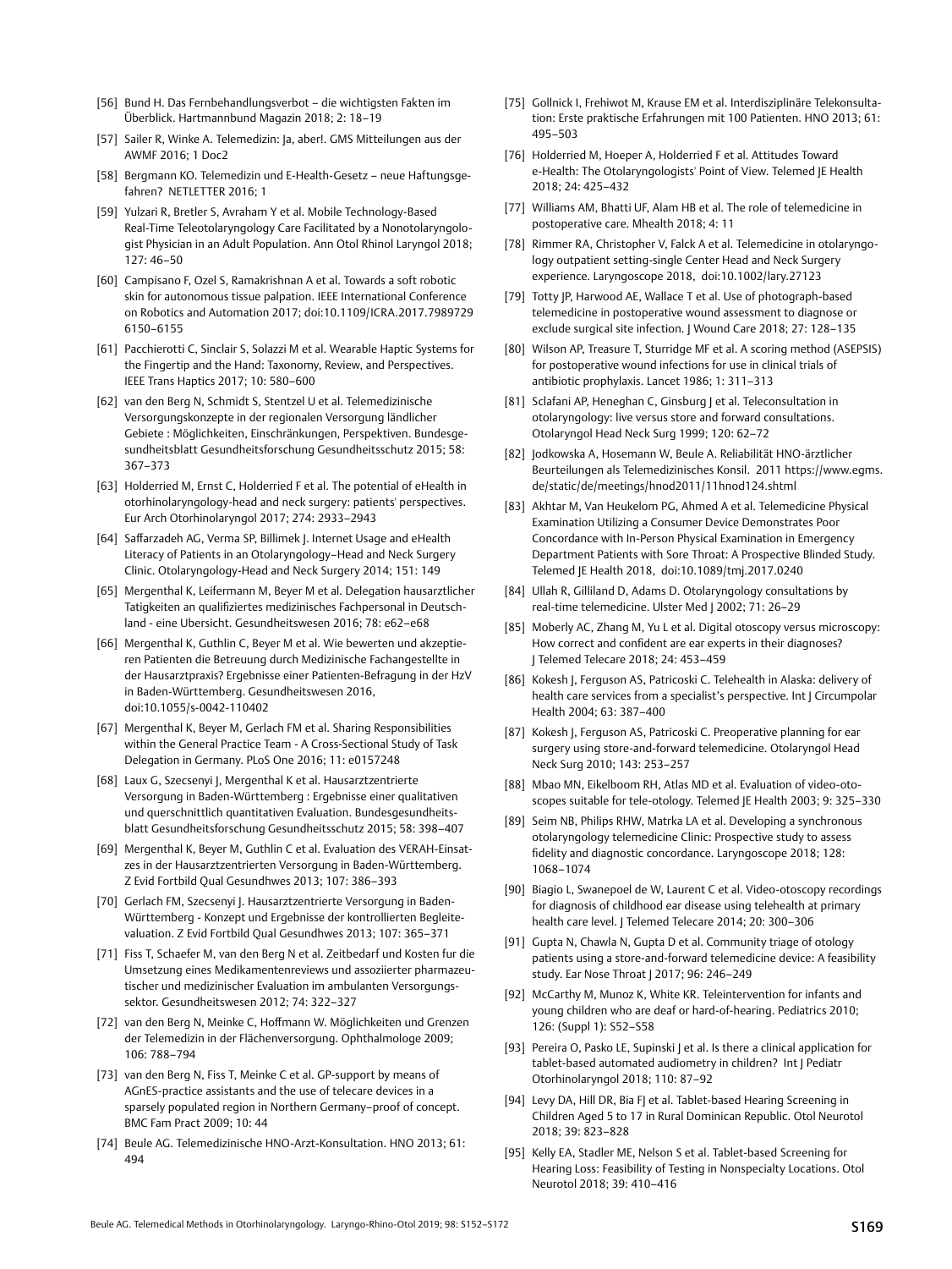[56] Bund H. Das Fernbehandlungsverbot – die wichtigsten Fakten im Überblick. Hartmannbund Magazin 2018; 2: 18–19

[57] Sailer R, Winke A. Telemedizin: Ja, aber!. GMS Mitteilungen aus der AWMF 2016; 1 Doc2

[58] Bergmann KO. Telemedizin und E-Health-Gesetz – neue Haftungsgefahren? NETLETTER 2016; 1

[59] Yulzari R, Bretler S, Avraham Y et al. Mobile Technology-Based Real-Time Teleotolaryngology Care Facilitated by a Nonotolaryngologist Physician in an Adult Population. Ann Otol Rhinol Laryngol 2018; 127: 46–50

[60] Campisano F, Ozel S, Ramakrishnan A et al. Towards a soft robotic skin for autonomous tissue palpation. IEEE International Conference on Robotics and Automation 2017; doi:10.1109/ICRA.2017.7989729 6150–6155

[61] Pacchierotti C, Sinclair S, Solazzi M et al. Wearable Haptic Systems for the Fingertip and the Hand: Taxonomy, Review, and Perspectives. IEEE Trans Haptics 2017; 10: 580–600

[62] van den Berg N, Schmidt S, Stentzel U et al. Telemedizinische Versorgungskonzepte in der regionalen Versorgung ländlicher Gebiete : Möglichkeiten, Einschränkungen, Perspektiven. Bundesgesundheitsblatt Gesundheitsforschung Gesundheitsschutz 2015; 58: 367–373

[63] Holderried M, Ernst C, Holderried F et al. The potential of eHealth in otorhinolaryngology-head and neck surgery: patients' perspectives. Eur Arch Otorhinolaryngol 2017; 274: 2933–2943

[64] Saffarzadeh AG, Verma SP, Billimek J. Internet Usage and eHealth Literacy of Patients in an Otolaryngology–Head and Neck Surgery Clinic. Otolaryngology-Head and Neck Surgery 2014; 151: 149

[65] Mergenthal K, Leifermann M, Beyer M et al. Delegation hausarztlicher Tatigkeiten an qualifiziertes medizinisches Fachpersonal in Deutschland - eine Ubersicht. Gesundheitswesen 2016; 78: e62–e68

[66] Mergenthal K, Guthlin C, Beyer M et al. Wie bewerten und akzeptieren Patienten die Betreuung durch Medizinische Fachangestellte in der Hausarztpraxis? Ergebnisse einer Patienten-Befragung in der HzV in Baden-Württemberg. Gesundheitswesen 2016, doi:10.1055/s-0042-110402

[67] Mergenthal K, Beyer M, Gerlach FM et al. Sharing Responsibilities within the General Practice Team - A Cross-Sectional Study of Task Delegation in Germany. PLoS One 2016; 11: e0157248

[68] Laux G, Szecsenyi J, Mergenthal K et al. Hausarztzentrierte Versorgung in Baden-Württemberg : Ergebnisse einer qualitativen und querschnittlich quantitativen Evaluation. Bundesgesundheitsblatt Gesundheitsforschung Gesundheitsschutz 2015; 58: 398–407

[69] Mergenthal K, Beyer M, Guthlin C et al. Evaluation des VERAH-Einsatzes in der Hausarztzentrierten Versorgung in Baden-Württemberg. Z Evid Fortbild Qual Gesundhwes 2013; 107: 386–393

[70] Gerlach FM, Szecsenyi J. Hausarztzentrierte Versorgung in Baden-Württemberg - Konzept und Ergebnisse der kontrollierten Begleitevaluation. Z Evid Fortbild Qual Gesundhwes 2013; 107: 365–371

[71] Fiss T, Schaefer M, van den Berg N et al. Zeitbedarf und Kosten fur die Umsetzung eines Medikamentenreviews und assoziierter pharmazeutischer und medizinischer Evaluation im ambulanten Versorgungssektor. Gesundheitswesen 2012; 74: 322–327

[72] van den Berg N, Meinke C, Hoffmann W. Möglichkeiten und Grenzen der Telemedizin in der Flächenversorgung. Ophthalmologe 2009; 106: 788–794

[73] van den Berg N, Fiss T, Meinke C et al. GP-support by means of AGnES-practice assistants and the use of telecare devices in a sparsely populated region in Northern Germany–proof of concept. BMC Fam Pract 2009; 10: 44

[74] Beule AG. Telemedizinische HNO-Arzt-Konsultation. HNO 2013; 61: 494

[75] Gollnick I, Frehiwot M, Krause EM et al. Interdisziplinäre Telekonsultation: Erste praktische Erfahrungen mit 100 Patienten. HNO 2013; 61: 495–503

[76] Holderried M, Hoeper A, Holderried F et al. Attitudes Toward e-Health: The Otolaryngologists' Point of View. Telemed JE Health 2018; 24: 425–432

[77] Williams AM, Bhatti UF, Alam HB et al. The role of telemedicine in postoperative care. Mhealth 2018; 4: 11

[78] Rimmer RA, Christopher V, Falck A et al. Telemedicine in otolaryngology outpatient setting-single Center Head and Neck Surgery experience. Laryngoscope 2018, doi:10.1002/lary.27123

[79] Totty JP, Harwood AE, Wallace T et al. Use of photograph-based telemedicine in postoperative wound assessment to diagnose or exclude surgical site infection. J Wound Care 2018; 27: 128–135

[80] Wilson AP, Treasure T, Sturridge MF et al. A scoring method (ASEPSIS) for postoperative wound infections for use in clinical trials of antibiotic prophylaxis. Lancet 1986; 1: 311–313

[81] Sclafani AP, Heneghan C, Ginsburg J et al. Teleconsultation in otolaryngology: live versus store and forward consultations. Otolaryngol Head Neck Surg 1999; 120: 62–72

[82] Jodkowska A, Hosemann W, Beule A. Reliabilität HNO-ärztlicher Beurteilungen als Telemedizinisches Konsil. 2011 https://www.egms.de/static/de/meetings/hnod2011/11hnod124.shtml

[83] Akhtar M, Van Heukelom PG, Ahmed A et al. Telemedicine Physical Examination Utilizing a Consumer Device Demonstrates Poor Concordance with In-Person Physical Examination in Emergency Department Patients with Sore Throat: A Prospective Blinded Study. Telemed JE Health 2018, doi:10.1089/tmj.2017.0240

[84] Ullah R, Gilliland D, Adams D. Otolaryngology consultations by real-time telemedicine. Ulster Med J 2002; 71: 26–29

[85] Moberly AC, Zhang M, Yu L et al. Digital otoscopy versus microscopy: How correct and confident are ear experts in their diagnoses? J Telemed Telecare 2018; 24: 453–459

[86] Kokesh J, Ferguson AS, Patricoski C. Telehealth in Alaska: delivery of health care services from a specialist's perspective. Int J Circumpolar Health 2004; 63: 387–400

[87] Kokesh J, Ferguson AS, Patricoski C. Preoperative planning for ear surgery using store-and-forward telemedicine. Otolaryngol Head Neck Surg 2010; 143: 253–257

[88] Mbao MN, Eikelboom RH, Atlas MD et al. Evaluation of video-otoscopes suitable for tele-otology. Telemed JE Health 2003; 9: 325–330

[89] Seim NB, Philips RHW, Matrka LA et al. Developing a synchronous otolaryngology telemedicine Clinic: Prospective study to assess fidelity and diagnostic concordance. Laryngoscope 2018; 128: 1068–1074

[90] Biagio L, Swanepoel de W, Laurent C et al. Video-otoscopy recordings for diagnosis of childhood ear disease using telehealth at primary health care level. J Telemed Telecare 2014; 20: 300–306

[91] Gupta N, Chawla N, Gupta D et al. Community triage of otology patients using a store-and-forward telemedicine device: A feasibility study. Ear Nose Throat J 2017; 96: 246–249

[92] McCarthy M, Munoz K, White KR. Teleintervention for infants and young children who are deaf or hard-of-hearing. Pediatrics 2010; 126: (Suppl 1): S52–S58

[93] Pereira O, Pasko LE, Supinski J et al. Is there a clinical application for tablet-based automated audiometry in children? Int J Pediatr Otorhinolaryngol 2018; 110: 87–92

[94] Levy DA, Hill DR, Bia FJ et al. Tablet-based Hearing Screening in Children Aged 5 to 17 in Rural Dominican Republic. Otol Neurotol 2018; 39: 823–828

[95] Kelly EA, Stadler ME, Nelson S et al. Tablet-based Screening for Hearing Loss: Feasibility of Testing in Nonspecialty Locations. Otol Neurotol 2018; 39: 410–416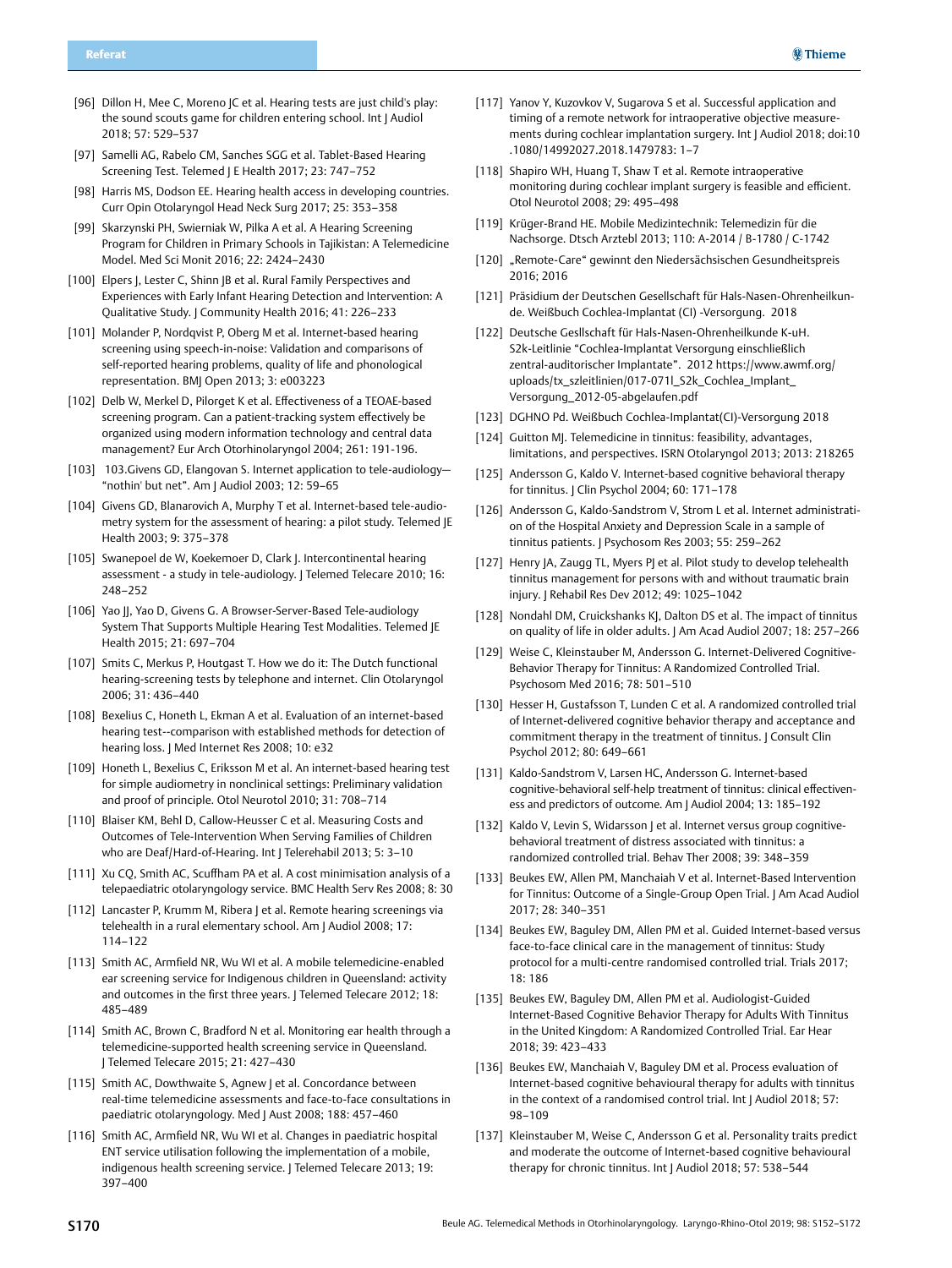[96] Dillon H, Mee C, Moreno JC et al. Hearing tests are just child's play: the sound scouts game for children entering school. Int J Audiol 2018; 57: 529–537

[97] Samelli AG, Rabelo CM, Sanches SGG et al. Tablet-Based Hearing Screening Test. Telemed J E Health 2017; 23: 747–752

[98] Harris MS, Dodson EE. Hearing health access in developing countries. Curr Opin Otolaryngol Head Neck Surg 2017; 25: 353–358

[99] Skarzynski PH, Swierniak W, Pilka A et al. A Hearing Screening Program for Children in Primary Schools in Tajikistan: A Telemedicine Model. Med Sci Monit 2016; 22: 2424–2430

[100] Elpers J, Lester C, Shinn JB et al. Rural Family Perspectives and Experiences with Early Infant Hearing Detection and Intervention: A Qualitative Study. J Community Health 2016; 41: 226–233

[101] Molander P, Nordqvist P, Oberg M et al. Internet-based hearing screening using speech-in-noise: Validation and comparisons of self-reported hearing problems, quality of life and phonological representation. BMJ Open 2013; 3: e003223

[102] Delb W, Merkel D, Pilorget K et al. Effectiveness of a TEOAE-based screening program. Can a patient-tracking system effectively be organized using modern information technology and central data management? Eur Arch Otorhinolaryngol 2004; 261: 191-196.

[103] 103.Givens GD, Elangovan S. Internet application to tele-audiology—"nothin' but net". Am J Audiol 2003; 12: 59–65

[104] Givens GD, Blanarovich A, Murphy T et al. Internet-based tele-audiometry system for the assessment of hearing: a pilot study. Telemed JE Health 2003; 9: 375–378

[105] Swanepoel de W, Koekemoer D, Clark J. Intercontinental hearing assessment - a study in tele-audiology. J Telemed Telecare 2010; 16: 248–252

[106] Yao JJ, Yao D, Givens G. A Browser-Server-Based Tele-audiology System That Supports Multiple Hearing Test Modalities. Telemed JE Health 2015; 21: 697–704

[107] Smits C, Merkus P, Houtgast T. How we do it: The Dutch functional hearing-screening tests by telephone and internet. Clin Otolaryngol 2006; 31: 436–440

[108] Bexelius C, Honeth L, Ekman A et al. Evaluation of an internet-based hearing test--comparison with established methods for detection of hearing loss. J Med Internet Res 2008; 10: e32

[109] Honeth L, Bexelius C, Eriksson M et al. An internet-based hearing test for simple audiometry in nonclinical settings: Preliminary validation and proof of principle. Otol Neurotol 2010; 31: 708–714

[110] Blaiser KM, Behl D, Callow-Heusser C et al. Measuring Costs and Outcomes of Tele-Intervention When Serving Families of Children who are Deaf/Hard-of-Hearing. Int J Telerehabil 2013; 5: 3–10

[111] Xu CQ, Smith AC, Scuffham PA et al. A cost minimisation analysis of a telepaediatric otolaryngology service. BMC Health Serv Res 2008; 8: 30

[112] Lancaster P, Krumm M, Ribera J et al. Remote hearing screenings via telehealth in a rural elementary school. Am J Audiol 2008; 17: 114–122

[113] Smith AC, Armfield NR, Wu WI et al. A mobile telemedicine-enabled ear screening service for Indigenous children in Queensland: activity and outcomes in the first three years. J Telemed Telecare 2012; 18: 485–489

[114] Smith AC, Brown C, Bradford N et al. Monitoring ear health through a telemedicine-supported health screening service in Queensland. J Telemed Telecare 2015; 21: 427–430

[115] Smith AC, Dowthwaite S, Agnew J et al. Concordance between real-time telemedicine assessments and face-to-face consultations in paediatric otolaryngology. Med J Aust 2008; 188: 457–460

[116] Smith AC, Armfield NR, Wu WI et al. Changes in paediatric hospital ENT service utilisation following the implementation of a mobile, indigenous health screening service. J Telemed Telecare 2013; 19: 397–400

[117] Yanov Y, Kuzovkov V, Sugarova S et al. Successful application and timing of a remote network for intraoperative objective measurements during cochlear implantation surgery. Int J Audiol 2018; doi:10.1080/14992027.2018.1479783: 1–7

[118] Shapiro WH, Huang T, Shaw T et al. Remote intraoperative monitoring during cochlear implant surgery is feasible and efficient. Otol Neurotol 2008; 29: 495–498

[119] Krüger-Brand HE. Mobile Medizintechnik: Telemedizin für die Nachsorge. Dtsch Arztebl 2013; 110: A-2014 / B-1780 / C-1742

[120] „Remote-Care" gewinnt den Niedersächsischen Gesundheitspreis 2016; 2016

[121] Präsidium der Deutschen Gesellschaft für Hals-Nasen-Ohrenheilkunde. Weißbuch Cochlea-Implantat (CI) -Versorgung. 2018

[122] Deutsche Gesllschaft für Hals-Nasen-Ohrenheilkunde K-uH. S2k-Leitlinie "Cochlea-Implantat Versorgung einschließlich zentral-auditorischer Implantate". 2012 https://www.awmf.org/uploads/tx_szleitlinien/017-071l_S2k_Cochlea_Implant_Versorgung_2012-05-abgelaufen.pdf

[123] DGHNO Pd. Weißbuch Cochlea-Implantat(CI)-Versorgung 2018

[124] Guitton MJ. Telemedicine in tinnitus: feasibility, advantages, limitations, and perspectives. ISRN Otolaryngol 2013; 2013: 218265

[125] Andersson G, Kaldo V. Internet-based cognitive behavioral therapy for tinnitus. J Clin Psychol 2004; 60: 171–178

[126] Andersson G, Kaldo-Sandstrom V, Strom L et al. Internet administration of the Hospital Anxiety and Depression Scale in a sample of tinnitus patients. J Psychosom Res 2003; 55: 259–262

[127] Henry JA, Zaugg TL, Myers PJ et al. Pilot study to develop telehealth tinnitus management for persons with and without traumatic brain injury. J Rehabil Res Dev 2012; 49: 1025–1042

[128] Nondahl DM, Cruickshanks KJ, Dalton DS et al. The impact of tinnitus on quality of life in older adults. J Am Acad Audiol 2007; 18: 257–266

[129] Weise C, Kleinstauber M, Andersson G. Internet-Delivered Cognitive-Behavior Therapy for Tinnitus: A Randomized Controlled Trial. Psychosom Med 2016; 78: 501–510

[130] Hesser H, Gustafsson T, Lunden C et al. A randomized controlled trial of Internet-delivered cognitive behavior therapy and acceptance and commitment therapy in the treatment of tinnitus. J Consult Clin Psychol 2012; 80: 649–661

[131] Kaldo-Sandstrom V, Larsen HC, Andersson G. Internet-based cognitive-behavioral self-help treatment of tinnitus: clinical effectiveness and predictors of outcome. Am J Audiol 2004; 13: 185–192

[132] Kaldo V, Levin S, Widarsson J et al. Internet versus group cognitive-behavioral treatment of distress associated with tinnitus: a randomized controlled trial. Behav Ther 2008; 39: 348–359

[133] Beukes EW, Allen PM, Manchaiah V et al. Internet-Based Intervention for Tinnitus: Outcome of a Single-Group Open Trial. J Am Acad Audiol 2017; 28: 340–351

[134] Beukes EW, Baguley DM, Allen PM et al. Guided Internet-based versus face-to-face clinical care in the management of tinnitus: Study protocol for a multi-centre randomised controlled trial. Trials 2017; 18: 186

[135] Beukes EW, Baguley DM, Allen PM et al. Audiologist-Guided Internet-Based Cognitive Behavior Therapy for Adults With Tinnitus in the United Kingdom: A Randomized Controlled Trial. Ear Hear 2018; 39: 423–433

[136] Beukes EW, Manchaiah V, Baguley DM et al. Process evaluation of Internet-based cognitive behavioural therapy for adults with tinnitus in the context of a randomised control trial. Int J Audiol 2018; 57: 98–109

[137] Kleinstauber M, Weise C, Andersson G et al. Personality traits predict and moderate the outcome of Internet-based cognitive behavioural therapy for chronic tinnitus. Int J Audiol 2018; 57: 538–544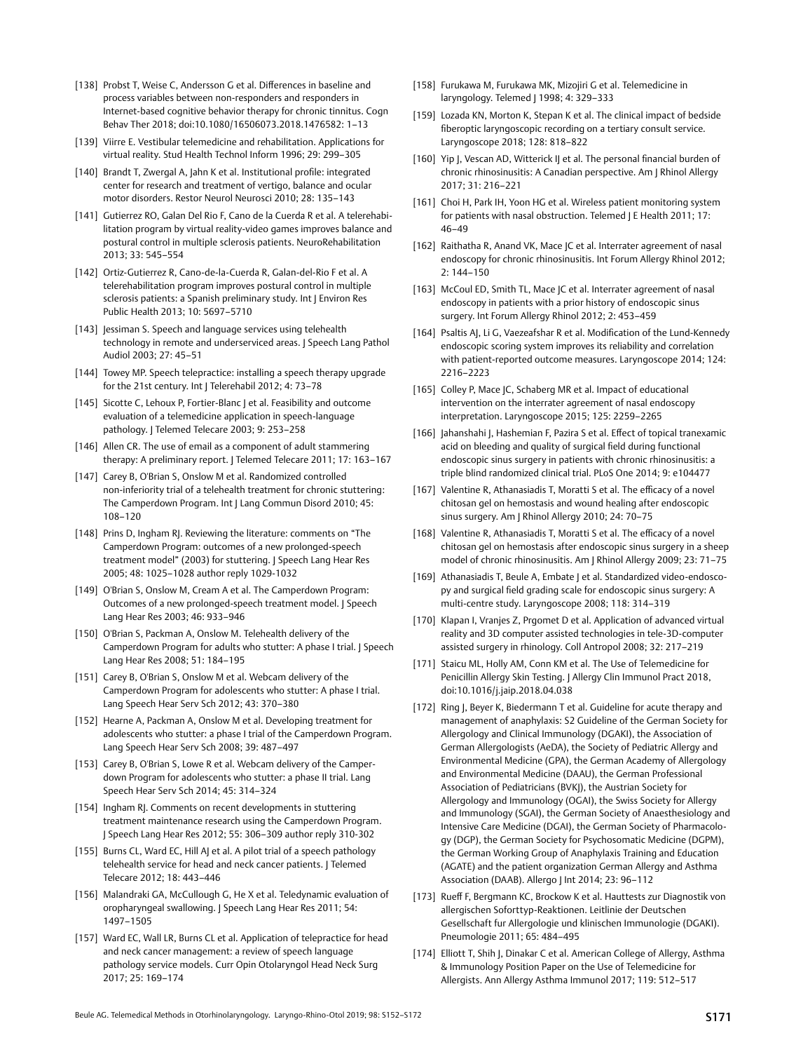[138] Probst T, Weise C, Andersson G et al. Differences in baseline and process variables between non-responders and responders in Internet-based cognitive behavior therapy for chronic tinnitus. Cogn Behav Ther 2018; doi:10.1080/16506073.2018.1476582: 1–13

[139] Viirre E. Vestibular telemedicine and rehabilitation. Applications for virtual reality. Stud Health Technol Inform 1996; 29: 299–305

[140] Brandt T, Zwergal A, Jahn K et al. Institutional profile: integrated center for research and treatment of vertigo, balance and ocular motor disorders. Restor Neurol Neurosci 2010; 28: 135–143

[141] Gutierrez RO, Galan Del Rio F, Cano de la Cuerda R et al. A telerehabilitation program by virtual reality-video games improves balance and postural control in multiple sclerosis patients. NeuroRehabilitation 2013; 33: 545–554

[142] Ortiz-Gutierrez R, Cano-de-la-Cuerda R, Galan-del-Rio F et al. A telerehabilitation program improves postural control in multiple sclerosis patients: a Spanish preliminary study. Int J Environ Res Public Health 2013; 10: 5697–5710

[143] Jessiman S. Speech and language services using telehealth technology in remote and underserviced areas. J Speech Lang Pathol Audiol 2003; 27: 45–51

[144] Towey MP. Speech telepractice: installing a speech therapy upgrade for the 21st century. Int J Telerehabil 2012; 4: 73–78

[145] Sicotte C, Lehoux P, Fortier-Blanc J et al. Feasibility and outcome evaluation of a telemedicine application in speech-language pathology. J Telemed Telecare 2003; 9: 253–258

[146] Allen CR. The use of email as a component of adult stammering therapy: A preliminary report. J Telemed Telecare 2011; 17: 163–167

[147] Carey B, O'Brian S, Onslow M et al. Randomized controlled non-inferiority trial of a telehealth treatment for chronic stuttering: The Camperdown Program. Int J Lang Commun Disord 2010; 45: 108–120

[148] Prins D, Ingham RJ. Reviewing the literature: comments on "The Camperdown Program: outcomes of a new prolonged-speech treatment model" (2003) for stuttering. J Speech Lang Hear Res 2005; 48: 1025–1028 author reply 1029-1032

[149] O'Brian S, Onslow M, Cream A et al. The Camperdown Program: Outcomes of a new prolonged-speech treatment model. J Speech Lang Hear Res 2003; 46: 933–946

[150] O'Brian S, Packman A, Onslow M. Telehealth delivery of the Camperdown Program for adults who stutter: A phase I trial. J Speech Lang Hear Res 2008; 51: 184–195

[151] Carey B, O'Brian S, Onslow M et al. Webcam delivery of the Camperdown Program for adolescents who stutter: A phase I trial. Lang Speech Hear Serv Sch 2012; 43: 370–380

[152] Hearne A, Packman A, Onslow M et al. Developing treatment for adolescents who stutter: a phase I trial of the Camperdown Program. Lang Speech Hear Serv Sch 2008; 39: 487–497

[153] Carey B, O'Brian S, Lowe R et al. Webcam delivery of the Camperdown Program for adolescents who stutter: a phase II trial. Lang Speech Hear Serv Sch 2014; 45: 314–324

[154] Ingham RJ. Comments on recent developments in stuttering treatment maintenance research using the Camperdown Program. J Speech Lang Hear Res 2012; 55: 306–309 author reply 310-302

[155] Burns CL, Ward EC, Hill AJ et al. A pilot trial of a speech pathology telehealth service for head and neck cancer patients. J Telemed Telecare 2012; 18: 443–446

[156] Malandraki GA, McCullough G, He X et al. Teledynamic evaluation of oropharyngeal swallowing. J Speech Lang Hear Res 2011; 54: 1497–1505

[157] Ward EC, Wall LR, Burns CL et al. Application of telepractice for head and neck cancer management: a review of speech language pathology service models. Curr Opin Otolaryngol Head Neck Surg 2017; 25: 169–174

[158] Furukawa M, Furukawa MK, Mizojiri G et al. Telemedicine in laryngology. Telemed J 1998; 4: 329–333

[159] Lozada KN, Morton K, Stepan K et al. The clinical impact of bedside fiberoptic laryngoscopic recording on a tertiary consult service. Laryngoscope 2018; 128: 818–822

[160] Yip J, Vescan AD, Witterick IJ et al. The personal financial burden of chronic rhinosinusitis: A Canadian perspective. Am J Rhinol Allergy 2017; 31: 216–221

[161] Choi H, Park IH, Yoon HG et al. Wireless patient monitoring system for patients with nasal obstruction. Telemed J E Health 2011; 17: 46–49

[162] Raithatha R, Anand VK, Mace JC et al. Interrater agreement of nasal endoscopy for chronic rhinosinusitis. Int Forum Allergy Rhinol 2012; 2: 144–150

[163] McCoul ED, Smith TL, Mace JC et al. Interrater agreement of nasal endoscopy in patients with a prior history of endoscopic sinus surgery. Int Forum Allergy Rhinol 2012; 2: 453–459

[164] Psaltis AJ, Li G, Vaezeafshar R et al. Modification of the Lund-Kennedy endoscopic scoring system improves its reliability and correlation with patient-reported outcome measures. Laryngoscope 2014; 124: 2216–2223

[165] Colley P, Mace JC, Schaberg MR et al. Impact of educational intervention on the interrater agreement of nasal endoscopy interpretation. Laryngoscope 2015; 125: 2259–2265

[166] Jahanshahi J, Hashemian F, Pazira S et al. Effect of topical tranexamic acid on bleeding and quality of surgical field during functional endoscopic sinus surgery in patients with chronic rhinosinusitis: a triple blind randomized clinical trial. PLoS One 2014; 9: e104477

[167] Valentine R, Athanasiadis T, Moratti S et al. The efficacy of a novel chitosan gel on hemostasis and wound healing after endoscopic sinus surgery. Am J Rhinol Allergy 2010; 24: 70–75

[168] Valentine R, Athanasiadis T, Moratti S et al. The efficacy of a novel chitosan gel on hemostasis after endoscopic sinus surgery in a sheep model of chronic rhinosinusitis. Am J Rhinol Allergy 2009; 23: 71–75

[169] Athanasiadis T, Beule A, Embate J et al. Standardized video-endoscopy and surgical field grading scale for endoscopic sinus surgery: A multi-centre study. Laryngoscope 2008; 118: 314–319

[170] Klapan I, Vranjes Z, Prgomet D et al. Application of advanced virtual reality and 3D computer assisted technologies in tele-3D-computer assisted surgery in rhinology. Coll Antropol 2008; 32: 217–219

[171] Staicu ML, Holly AM, Conn KM et al. The Use of Telemedicine for Penicillin Allergy Skin Testing. J Allergy Clin Immunol Pract 2018, doi:10.1016/j.jaip.2018.04.038

[172] Ring J, Beyer K, Biedermann T et al. Guideline for acute therapy and management of anaphylaxis: S2 Guideline of the German Society for Allergology and Clinical Immunology (DGAKI), the Association of German Allergologists (AeDA), the Society of Pediatric Allergy and Environmental Medicine (GPA), the German Academy of Allergology and Environmental Medicine (DAAU), the German Professional Association of Pediatricians (BVKJ), the Austrian Society for Allergology and Immunology (OGAI), the Swiss Society for Allergy and Immunology (SGAI), the German Society of Anaesthesiology and Intensive Care Medicine (DGAI), the German Society of Pharmacology (DGP), the German Society for Psychosomatic Medicine (DGPM), the German Working Group of Anaphylaxis Training and Education (AGATE) and the patient organization German Allergy and Asthma Association (DAAB). Allergo J Int 2014; 23: 96–112

[173] Rueff F, Bergmann KC, Brockow K et al. Hauttests zur Diagnostik von allergischen Soforttyp-Reaktionen. Leitlinie der Deutschen Gesellschaft fur Allergologie und klinischen Immunologie (DGAKI). Pneumologie 2011; 65: 484–495

[174] Elliott T, Shih J, Dinakar C et al. American College of Allergy, Asthma & Immunology Position Paper on the Use of Telemedicine for Allergists. Ann Allergy Asthma Immunol 2017; 119: 512–517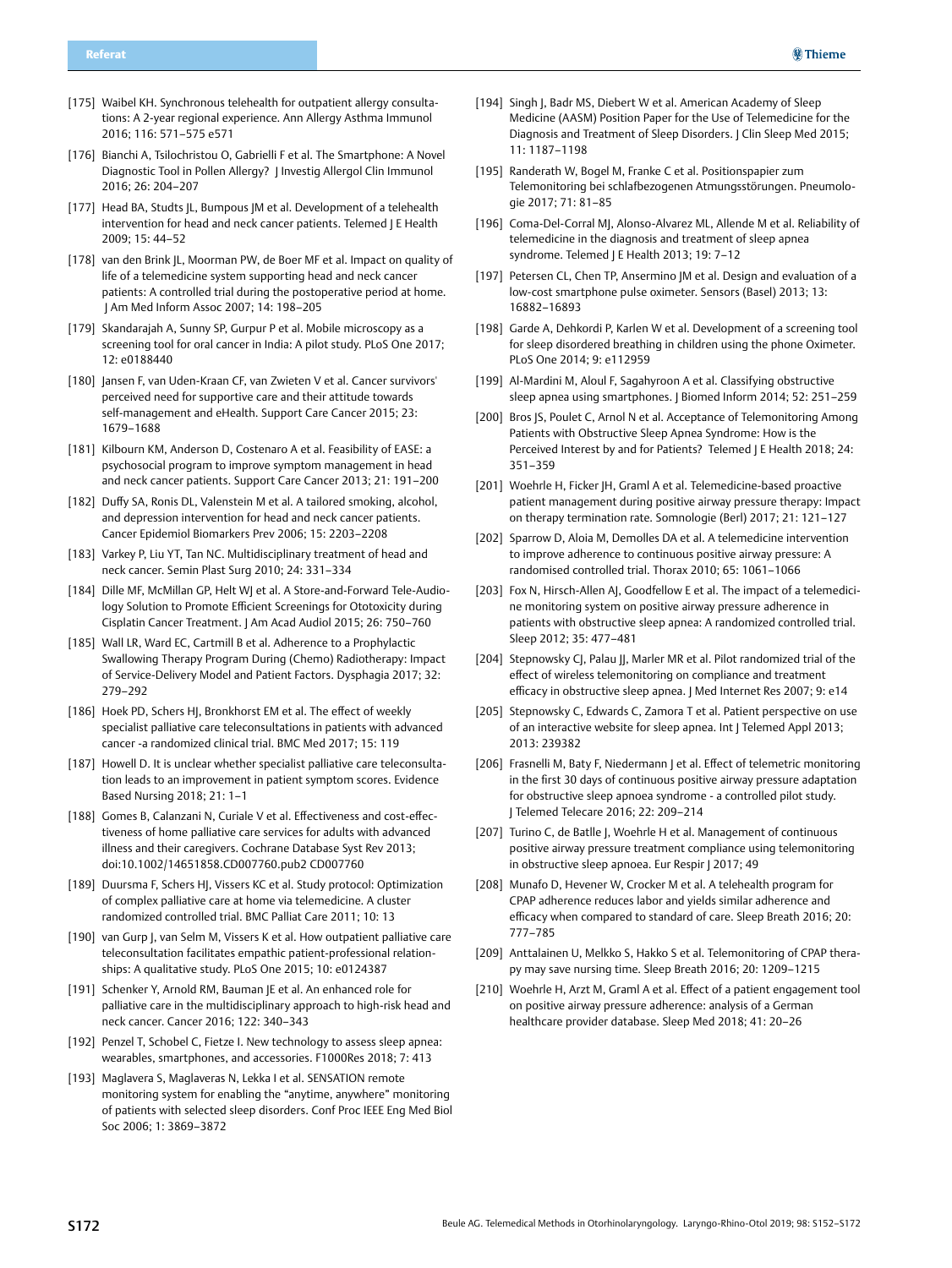[175] Waibel KH. Synchronous telehealth for outpatient allergy consultations: A 2-year regional experience. Ann Allergy Asthma Immunol 2016; 116: 571–575 e571

[176] Bianchi A, Tsilochristou O, Gabrielli F et al. The Smartphone: A Novel Diagnostic Tool in Pollen Allergy? J Investig Allergol Clin Immunol 2016; 26: 204–207

[177] Head BA, Studts JL, Bumpous JM et al. Development of a telehealth intervention for head and neck cancer patients. Telemed J E Health 2009; 15: 44–52

[178] van den Brink JL, Moorman PW, de Boer MF et al. Impact on quality of life of a telemedicine system supporting head and neck cancer patients: A controlled trial during the postoperative period at home. J Am Med Inform Assoc 2007; 14: 198–205

[179] Skandarajah A, Sunny SP, Gurpur P et al. Mobile microscopy as a screening tool for oral cancer in India: A pilot study. PLoS One 2017; 12: e0188440

[180] Jansen F, van Uden-Kraan CF, van Zwieten V et al. Cancer survivors' perceived need for supportive care and their attitude towards self-management and eHealth. Support Care Cancer 2015; 23: 1679–1688

[181] Kilbourn KM, Anderson D, Costenaro A et al. Feasibility of EASE: a psychosocial program to improve symptom management in head and neck cancer patients. Support Care Cancer 2013; 21: 191–200

[182] Duffy SA, Ronis DL, Valenstein M et al. A tailored smoking, alcohol, and depression intervention for head and neck cancer patients. Cancer Epidemiol Biomarkers Prev 2006; 15: 2203–2208

[183] Varkey P, Liu YT, Tan NC. Multidisciplinary treatment of head and neck cancer. Semin Plast Surg 2010; 24: 331–334

[184] Dille MF, McMillan GP, Helt WJ et al. A Store-and-Forward Tele-Audiology Solution to Promote Efficient Screenings for Ototoxicity during Cisplatin Cancer Treatment. J Am Acad Audiol 2015; 26: 750–760

[185] Wall LR, Ward EC, Cartmill B et al. Adherence to a Prophylactic Swallowing Therapy Program During (Chemo) Radiotherapy: Impact of Service-Delivery Model and Patient Factors. Dysphagia 2017; 32: 279–292

[186] Hoek PD, Schers HJ, Bronkhorst EM et al. The effect of weekly specialist palliative care teleconsultations in patients with advanced cancer -a randomized clinical trial. BMC Med 2017; 15: 119

[187] Howell D. It is unclear whether specialist palliative care teleconsultation leads to an improvement in patient symptom scores. Evidence Based Nursing 2018; 21: 1–1

[188] Gomes B, Calanzani N, Curiale V et al. Effectiveness and cost-effectiveness of home palliative care services for adults with advanced illness and their caregivers. Cochrane Database Syst Rev 2013; doi:10.1002/14651858.CD007760.pub2 CD007760

[189] Duursma F, Schers HJ, Vissers KC et al. Study protocol: Optimization of complex palliative care at home via telemedicine. A cluster randomized controlled trial. BMC Palliat Care 2011; 10: 13

[190] van Gurp J, van Selm M, Vissers K et al. How outpatient palliative care teleconsultation facilitates empathic patient-professional relationships: A qualitative study. PLoS One 2015; 10: e0124387

[191] Schenker Y, Arnold RM, Bauman JE et al. An enhanced role for palliative care in the multidisciplinary approach to high-risk head and neck cancer. Cancer 2016; 122: 340–343

[192] Penzel T, Schobel C, Fietze I. New technology to assess sleep apnea: wearables, smartphones, and accessories. F1000Res 2018; 7: 413

[193] Maglavera S, Maglaveras N, Lekka I et al. SENSATION remote monitoring system for enabling the "anytime, anywhere" monitoring of patients with selected sleep disorders. Conf Proc IEEE Eng Med Biol Soc 2006; 1: 3869–3872

[194] Singh J, Badr MS, Diebert W et al. American Academy of Sleep Medicine (AASM) Position Paper for the Use of Telemedicine for the Diagnosis and Treatment of Sleep Disorders. J Clin Sleep Med 2015; 11: 1187–1198

[195] Randerath W, Bogel M, Franke C et al. Positionspapier zum Telemonitoring bei schlafbezogenen Atmungsstörungen. Pneumologie 2017; 71: 81–85

[196] Coma-Del-Corral MJ, Alonso-Alvarez ML, Allende M et al. Reliability of telemedicine in the diagnosis and treatment of sleep apnea syndrome. Telemed J E Health 2013; 19: 7–12

[197] Petersen CL, Chen TP, Ansermino JM et al. Design and evaluation of a low-cost smartphone pulse oximeter. Sensors (Basel) 2013; 13: 16882–16893

[198] Garde A, Dehkordi P, Karlen W et al. Development of a screening tool for sleep disordered breathing in children using the phone Oximeter. PLoS One 2014; 9: e112959

[199] Al-Mardini M, Aloul F, Sagahyroon A et al. Classifying obstructive sleep apnea using smartphones. J Biomed Inform 2014; 52: 251–259

[200] Bros JS, Poulet C, Arnol N et al. Acceptance of Telemonitoring Among Patients with Obstructive Sleep Apnea Syndrome: How is the Perceived Interest by and for Patients? Telemed J E Health 2018; 24: 351–359

[201] Woehrle H, Ficker JH, Graml A et al. Telemedicine-based proactive patient management during positive airway pressure therapy: Impact on therapy termination rate. Somnologie (Berl) 2017; 21: 121–127

[202] Sparrow D, Aloia M, Demolles DA et al. A telemedicine intervention to improve adherence to continuous positive airway pressure: A randomised controlled trial. Thorax 2010; 65: 1061–1066

[203] Fox N, Hirsch-Allen AJ, Goodfellow E et al. The impact of a telemedicine monitoring system on positive airway pressure adherence in patients with obstructive sleep apnea: A randomized controlled trial. Sleep 2012; 35: 477–481

[204] Stepnowsky CJ, Palau JJ, Marler MR et al. Pilot randomized trial of the effect of wireless telemonitoring on compliance and treatment efficacy in obstructive sleep apnea. J Med Internet Res 2007; 9: e14

[205] Stepnowsky C, Edwards C, Zamora T et al. Patient perspective on use of an interactive website for sleep apnea. Int J Telemed Appl 2013; 2013: 239382

[206] Frasnelli M, Baty F, Niedermann J et al. Effect of telemetric monitoring in the first 30 days of continuous positive airway pressure adaptation for obstructive sleep apnoea syndrome - a controlled pilot study. J Telemed Telecare 2016; 22: 209–214

[207] Turino C, de Batlle J, Woehrle H et al. Management of continuous positive airway pressure treatment compliance using telemonitoring in obstructive sleep apnoea. Eur Respir J 2017; 49

[208] Munafo D, Hevener W, Crocker M et al. A telehealth program for CPAP adherence reduces labor and yields similar adherence and efficacy when compared to standard of care. Sleep Breath 2016; 20: 777–785

[209] Anttalainen U, Melkko S, Hakko S et al. Telemonitoring of CPAP therapy may save nursing time. Sleep Breath 2016; 20: 1209–1215

[210] Woehrle H, Arzt M, Graml A et al. Effect of a patient engagement tool on positive airway pressure adherence: analysis of a German healthcare provider database. Sleep Med 2018; 41: 20–26